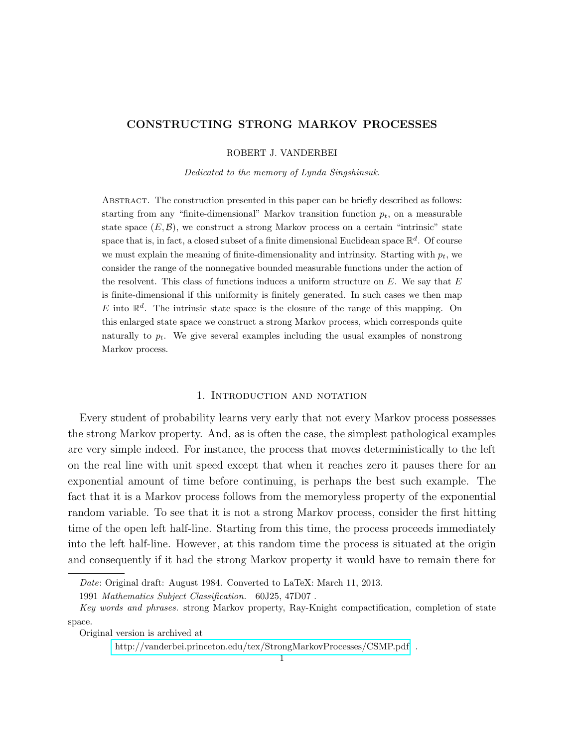# CONSTRUCTING STRONG MARKOV PROCESSES

ROBERT J. VANDERBEI

*Dedicated to the memory of Lynda Singshinsuk.*

Abstract. The construction presented in this paper can be briefly described as follows: starting from any "finite-dimensional" Markov transition function $p_t$, on a measurable state space $(E, \mathcal{B})$, we construct a strong Markov process on a certain "intrinsic" state space that is, in fact, a closed subset of a finite dimensional Euclidean space $\mathbb{R}^d$. Of course we must explain the meaning of finite-dimensionality and intrinsity. Starting with $p_t$, we consider the range of the nonnegative bounded measurable functions under the action of the resolvent. This class of functions induces a uniform structure on $E$. We say that $E$ is finite-dimensional if this uniformity is finitely generated. In such cases we then map $E$ into $\mathbb{R}^d$. The intrinsic state space is the closure of the range of this mapping. On this enlarged state space we construct a strong Markov process, which corresponds quite naturally to $p_t$. We give several examples including the usual examples of nonstrong Markov process.

## 1. Introduction and notation

Every student of probability learns very early that not every Markov process possesses the strong Markov property. And, as is often the case, the simplest pathological examples are very simple indeed. For instance, the process that moves deterministically to the left on the real line with unit speed except that when it reaches zero it pauses there for an exponential amount of time before continuing, is perhaps the best such example. The fact that it is a Markov process follows from the memoryless property of the exponential random variable. To see that it is not a strong Markov process, consider the first hitting time of the open left half-line. Starting from this time, the process proceeds immediately into the left half-line. However, at this random time the process is situated at the origin and consequently if it had the strong Markov property it would have to remain there for

---

*Date*: Original draft: August 1984. Converted to LaTeX: March 11, 2013.

1991 *Mathematics Subject Classification.* 60J25, 47D07 .

*Key words and phrases.* strong Markov property, Ray-Knight compactification, completion of state space.

Original version is archived at

http://vanderbei.princeton.edu/tex/StrongMarkovProcesses/CSMP.pdf .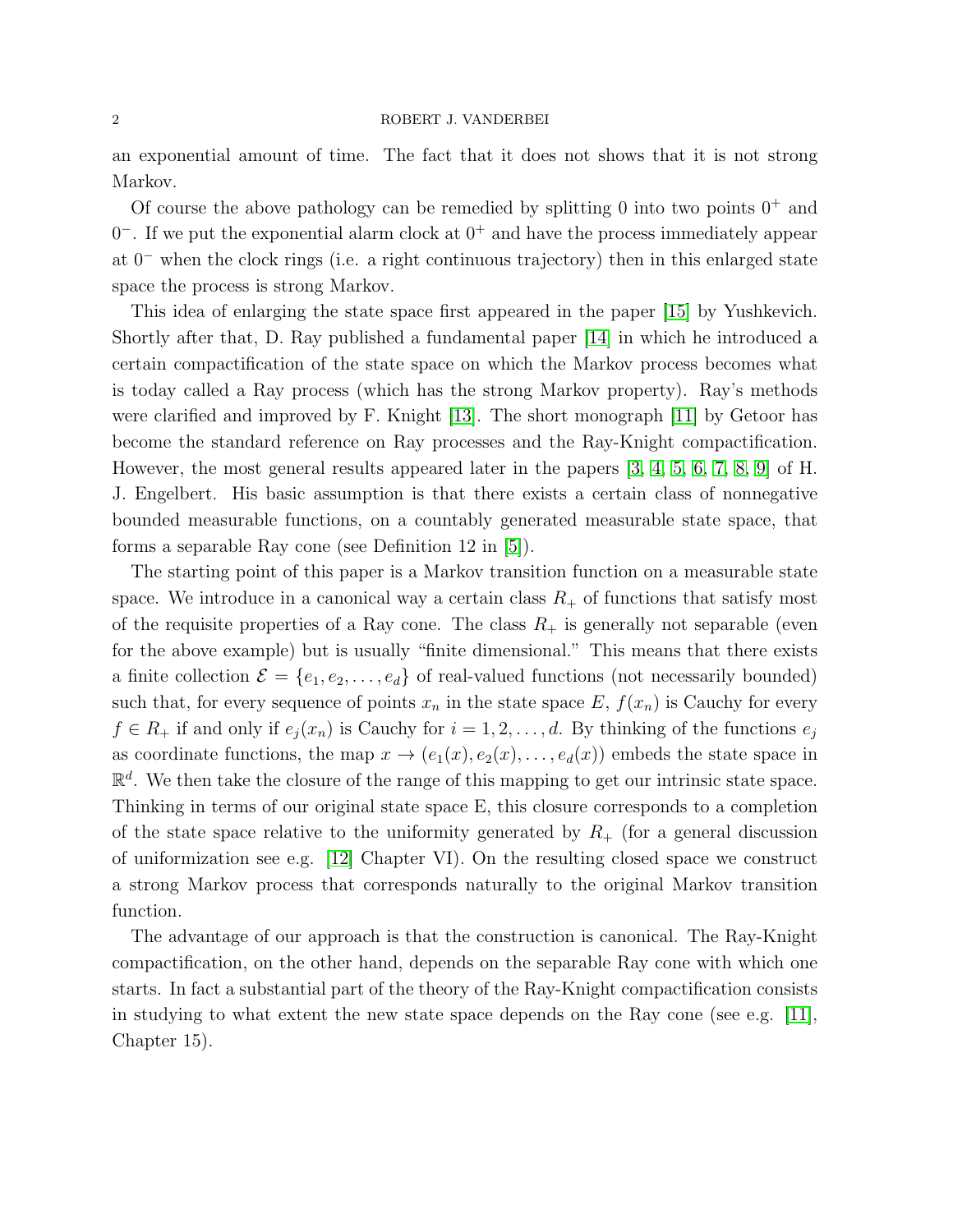an exponential amount of time. The fact that it does not shows that it is not strong Markov.

Of course the above pathology can be remedied by splitting 0 into two points $0^+$ and $0^-$. If we put the exponential alarm clock at $0^+$ and have the process immediately appear at $0^-$ when the clock rings (i.e. a right continuous trajectory) then in this enlarged state space the process is strong Markov.

This idea of enlarging the state space first appeared in the paper [15] by Yushkevich. Shortly after that, D. Ray published a fundamental paper [14] in which he introduced a certain compactification of the state space on which the Markov process becomes what is today called a Ray process (which has the strong Markov property). Ray's methods were clarified and improved by F. Knight [13]. The short monograph [11] by Getoor has become the standard reference on Ray processes and the Ray-Knight compactification. However, the most general results appeared later in the papers [3, 4, 5, 6, 7, 8, 9] of H. J. Engelbert. His basic assumption is that there exists a certain class of nonnegative bounded measurable functions, on a countably generated measurable state space, that forms a separable Ray cone (see Definition 12 in [5]).

The starting point of this paper is a Markov transition function on a measurable state space. We introduce in a canonical way a certain class $R_+$ of functions that satisfy most of the requisite properties of a Ray cone. The class $R_+$ is generally not separable (even for the above example) but is usually "finite dimensional." This means that there exists a finite collection $\mathcal{E} = \{e_1, e_2, \ldots, e_d\}$ of real-valued functions (not necessarily bounded) such that, for every sequence of points $x_n$ in the state space $E$, $f(x_n)$ is Cauchy for every $f \in R_+$ if and only if $e_j(x_n)$ is Cauchy for $i = 1, 2, \ldots, d$. By thinking of the functions $e_j$ as coordinate functions, the map $x \to (e_1(x), e_2(x), \ldots, e_d(x))$ embeds the state space in $\mathbb{R}^d$. We then take the closure of the range of this mapping to get our intrinsic state space. Thinking in terms of our original state space E, this closure corresponds to a completion of the state space relative to the uniformity generated by $R_+$ (for a general discussion of uniformization see e.g. [12] Chapter VI). On the resulting closed space we construct a strong Markov process that corresponds naturally to the original Markov transition function.

The advantage of our approach is that the construction is canonical. The Ray-Knight compactification, on the other hand, depends on the separable Ray cone with which one starts. In fact a substantial part of the theory of the Ray-Knight compactification consists in studying to what extent the new state space depends on the Ray cone (see e.g. [11], Chapter 15).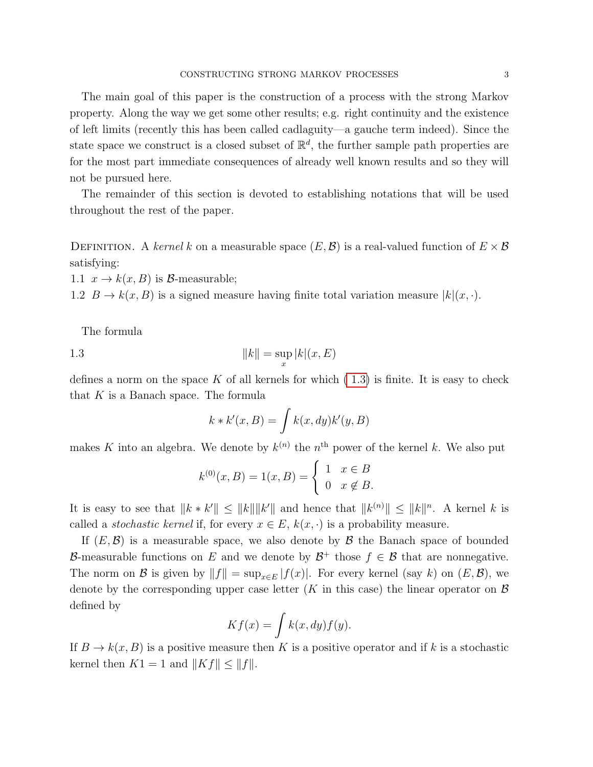The main goal of this paper is the construction of a process with the strong Markov property. Along the way we get some other results; e.g. right continuity and the existence of left limits (recently this has been called cadlaguity—a gauche term indeed). Since the state space we construct is a closed subset of $\mathbb{R}^d$, the further sample path properties are for the most part immediate consequences of already well known results and so they will not be pursued here.

The remainder of this section is devoted to establishing notations that will be used throughout the rest of the paper.

Definition. A *kernel* $k$ on a measurable space $(E, \mathcal{B})$ is a real-valued function of $E \times \mathcal{B}$ satisfying:

1.1 $x \to k(x, B)$ is $\mathcal{B}$-measurable;

1.2 $B \to k(x, B)$ is a signed measure having finite total variation measure $|k|(x, \cdot)$.

The formula

$$\|k\| = \sup_x |k|(x, E) \tag{1.3}$$

defines a norm on the space $K$ of all kernels for which ( 1.3) is finite. It is easy to check that $K$ is a Banach space. The formula

$$k * k'(x, B) = \int k(x, dy) k'(y, B)$$

makes $K$ into an algebra. We denote by $k^{(n)}$ the $n^{\text{th}}$ power of the kernel $k$. We also put

$$k^{(0)}(x, B) = 1(x, B) = \begin{cases} 1 & x \in B \\ 0 & x \notin B. \end{cases}$$

It is easy to see that $\|k * k'\| \leq \|k\| \|k'\|$ and hence that $\|k^{(n)}\| \leq \|k\|^n$. A kernel $k$ is called a *stochastic kernel* if, for every $x \in E$, $k(x, \cdot)$ is a probability measure.

If $(E, \mathcal{B})$ is a measurable space, we also denote by $\mathcal{B}$ the Banach space of bounded $\mathcal{B}$-measurable functions on $E$ and we denote by $\mathcal{B}^+$ those $f \in \mathcal{B}$ that are nonnegative. The norm on $\mathcal{B}$ is given by $\|f\| = \sup_{x \in E} |f(x)|$. For every kernel (say $k$) on $(E, \mathcal{B})$, we denote by the corresponding upper case letter ($K$ in this case) the linear operator on $\mathcal{B}$ defined by

$$Kf(x) = \int k(x, dy) f(y).$$

If $B \to k(x, B)$ is a positive measure then $K$ is a positive operator and if $k$ is a stochastic kernel then $K1 = 1$ and $\|Kf\| \leq \|f\|$.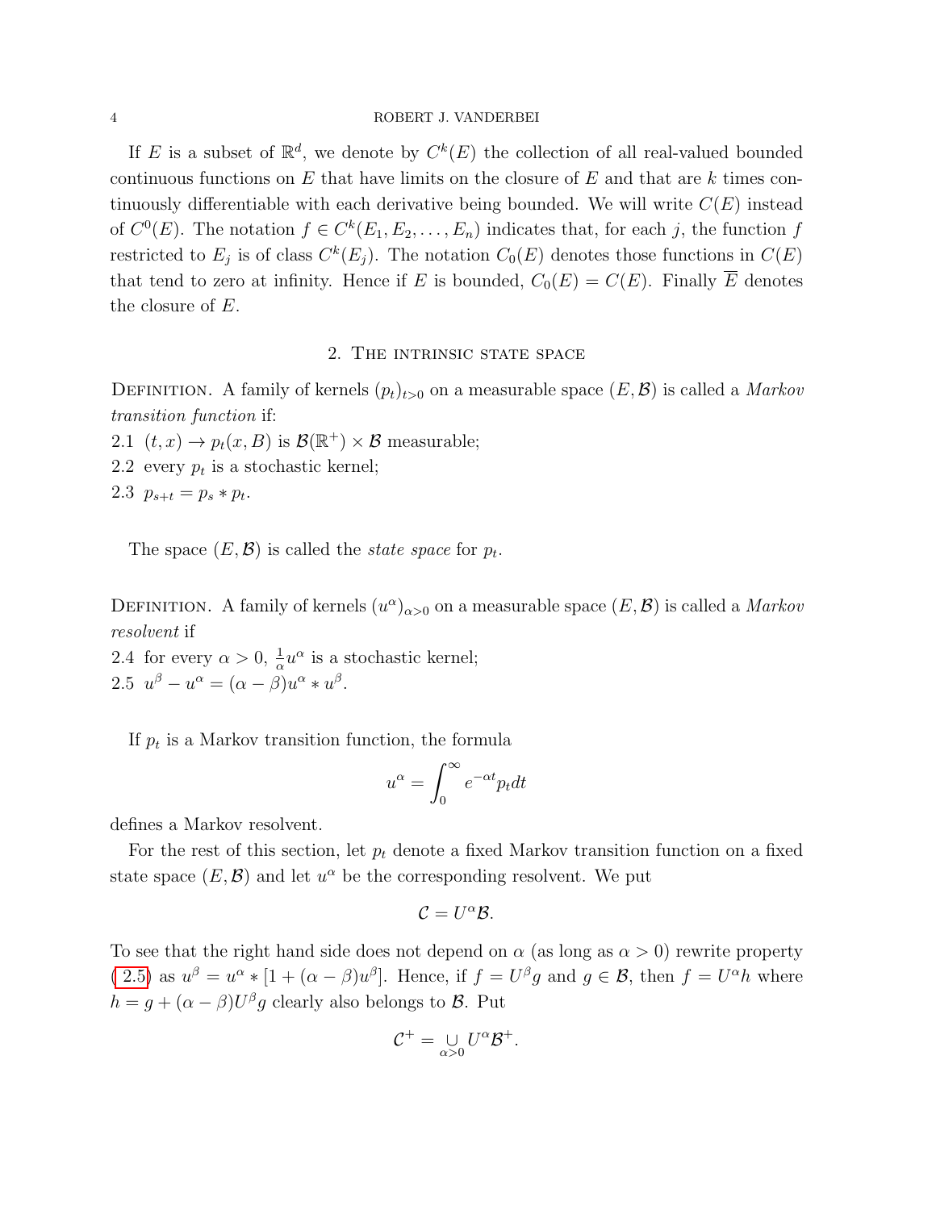If $E$ is a subset of $\mathbb{R}^d$, we denote by $C^k(E)$ the collection of all real-valued bounded continuous functions on $E$ that have limits on the closure of $E$ and that are $k$ times continuously differentiable with each derivative being bounded. We will write $C(E)$ instead of $C^0(E)$. The notation $f \in C^k(E_1, E_2, \ldots, E_n)$ indicates that, for each $j$, the function $f$ restricted to $E_j$ is of class $C^k(E_j)$. The notation $C_0(E)$ denotes those functions in $C(E)$ that tend to zero at infinity. Hence if $E$ is bounded, $C_0(E) = C(E)$. Finally $\overline{E}$ denotes the closure of $E$.

## 2. The intrinsic state space

Definition. A family of kernels $(p_t)_{t>0}$ on a measurable space $(E, \mathcal{B})$ is called a *Markov transition function* if:

2.1 $(t, x) \to p_t(x, B)$ is $\mathcal{B}(\mathbb{R}^+) \times \mathcal{B}$ measurable;

2.2 every $p_t$ is a stochastic kernel;

2.3 $p_{s+t} = p_s * p_t$.

The space $(E, \mathcal{B})$ is called the *state space* for $p_t$.

Definition. A family of kernels $(u^\alpha)_{\alpha>0}$ on a measurable space $(E, \mathcal{B})$ is called a *Markov resolvent* if

2.4 for every $\alpha > 0$, $\frac{1}{\alpha} u^\alpha$ is a stochastic kernel;

2.5 $u^\beta - u^\alpha = (\alpha - \beta) u^\alpha * u^\beta$.

If $p_t$ is a Markov transition function, the formula

$$u^\alpha = \int_0^\infty e^{-\alpha t} p_t dt$$

defines a Markov resolvent.

For the rest of this section, let $p_t$ denote a fixed Markov transition function on a fixed state space $(E, \mathcal{B})$ and let $u^\alpha$ be the corresponding resolvent. We put

$$\mathcal{C} = U^\alpha \mathcal{B}.$$

To see that the right hand side does not depend on $\alpha$ (as long as $\alpha > 0$) rewrite property (2.5) as $u^\beta = u^\alpha * [1 + (\alpha - \beta) u^\beta]$. Hence, if $f = U^\beta g$ and $g \in \mathcal{B}$, then $f = U^\alpha h$ where $h = g + (\alpha - \beta) U^\beta g$ clearly also belongs to $\mathcal{B}$. Put

$$\mathcal{C}^+ = \bigcup_{\alpha>0} U^\alpha \mathcal{B}^+.$$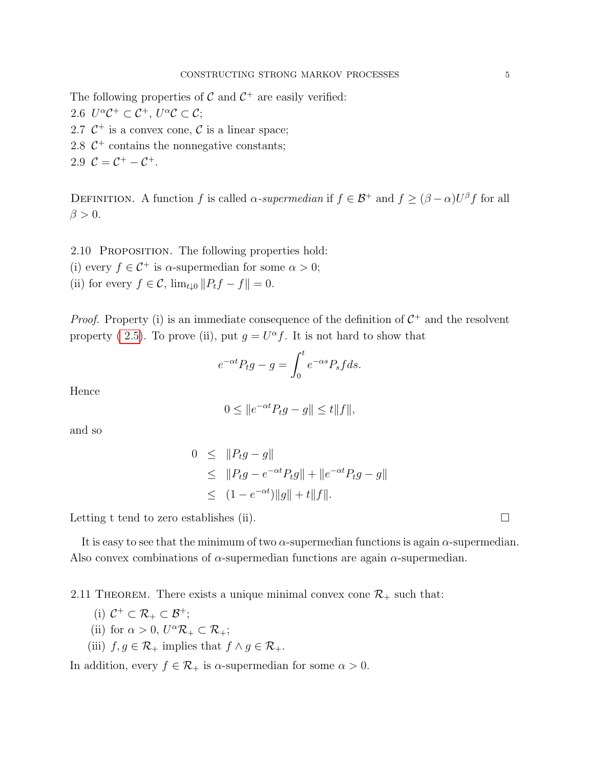The following properties of $\mathcal{C}$ and $\mathcal{C}^+$ are easily verified:
2.6 $U^\alpha \mathcal{C}^+ \subset \mathcal{C}^+$, $U^\alpha \mathcal{C} \subset \mathcal{C}$;
2.7 $\mathcal{C}^+$ is a convex cone, $\mathcal{C}$ is a linear space;
2.8 $\mathcal{C}^+$ contains the nonnegative constants;
2.9 $\mathcal{C} = \mathcal{C}^+ - \mathcal{C}^+$.

Definition. A function $f$ is called *$\alpha$-supermedian* if $f \in \mathcal{B}^+$ and $f \geq (\beta - \alpha)U^\beta f$ for all $\beta > 0$.

2.10 Proposition. The following properties hold:
(i) every $f \in \mathcal{C}^+$ is $\alpha$-supermedian for some $\alpha > 0$;
(ii) for every $f \in \mathcal{C}$, $\lim_{t \downarrow 0} \|P_t f - f\| = 0$.

*Proof.* Property (i) is an immediate consequence of the definition of $\mathcal{C}^+$ and the resolvent property (2.5). To prove (ii), put $g = U^\alpha f$. It is not hard to show that

$$e^{-\alpha t} P_t g - g = \int_0^t e^{-\alpha s} P_s f ds.$$

Hence

$$0 \leq \|e^{-\alpha t} P_t g - g\| \leq t \|f\|,$$

and so

$$\begin{aligned} 0 &\leq \|P_t g - g\| \\ &\leq \|P_t g - e^{-\alpha t} P_t g\| + \|e^{-\alpha t} P_t g - g\| \\ &\leq (1 - e^{-\alpha t})\|g\| + t\|f\|. \end{aligned}$$

Letting t tend to zero establishes (ii). □

It is easy to see that the minimum of two $\alpha$-supermedian functions is again $\alpha$-supermedian. Also convex combinations of $\alpha$-supermedian functions are again $\alpha$-supermedian.

2.11 Theorem. There exists a unique minimal convex cone $\mathcal{R}_+$ such that:

(i) $\mathcal{C}^+ \subset \mathcal{R}_+ \subset \mathcal{B}^+$;
(ii) for $\alpha > 0$, $U^\alpha \mathcal{R}_+ \subset \mathcal{R}_+$;
(iii) $f, g \in \mathcal{R}_+$ implies that $f \wedge g \in \mathcal{R}_+$.

In addition, every $f \in \mathcal{R}_+$ is $\alpha$-supermedian for some $\alpha > 0$.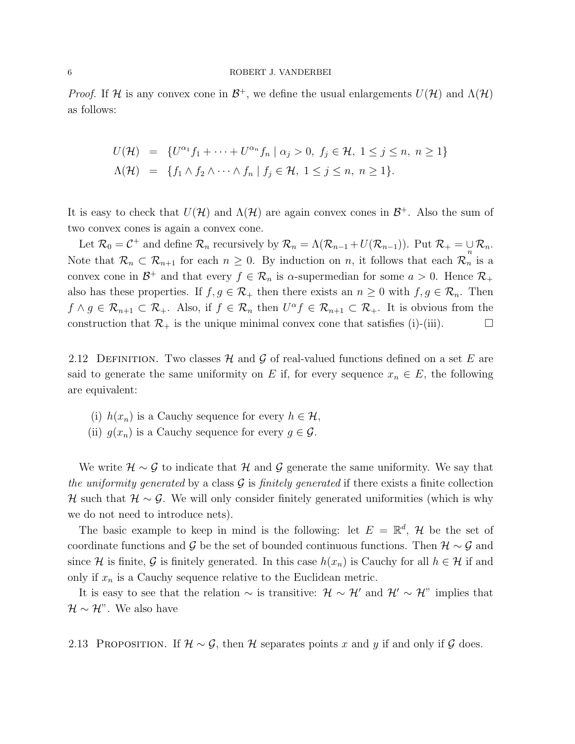*Proof.* If $\mathcal{H}$ is any convex cone in $\mathcal{B}^+$, we define the usual enlargements $U(\mathcal{H})$ and $\Lambda(\mathcal{H})$ as follows:

$$
\begin{aligned}
U(\mathcal{H}) &= \{U^{\alpha_1} f_1 + \cdots + U^{\alpha_n} f_n \mid \alpha_j > 0,\ f_j \in \mathcal{H},\ 1 \leq j \leq n,\ n \geq 1\} \\
\Lambda(\mathcal{H}) &= \{f_1 \wedge f_2 \wedge \cdots \wedge f_n \mid f_j \in \mathcal{H},\ 1 \leq j \leq n,\ n \geq 1\}.
\end{aligned}
$$

It is easy to check that $U(\mathcal{H})$ and $\Lambda(\mathcal{H})$ are again convex cones in $\mathcal{B}^+$. Also the sum of two convex cones is again a convex cone.

Let $\mathcal{R}_0 = \mathcal{C}^+$ and define $\mathcal{R}_n$ recursively by $\mathcal{R}_n = \Lambda(\mathcal{R}_{n-1} + U(\mathcal{R}_{n-1}))$. Put $\mathcal{R}_+ = \underset{n}{\cup} \mathcal{R}_n$. Note that $\mathcal{R}_n \subset \mathcal{R}_{n+1}$ for each $n \geq 0$. By induction on $n$, it follows that each $\mathcal{R}_n$ is a convex cone in $\mathcal{B}^+$ and that every $f \in \mathcal{R}_n$ is $\alpha$-supermedian for some $a > 0$. Hence $\mathcal{R}_+$ also has these properties. If $f, g \in \mathcal{R}_+$ then there exists an $n \geq 0$ with $f, g \in \mathcal{R}_n$. Then $f \wedge g \in \mathcal{R}_{n+1} \subset \mathcal{R}_+$. Also, if $f \in \mathcal{R}_n$ then $U^\alpha f \in \mathcal{R}_{n+1} \subset \mathcal{R}_+$. It is obvious from the construction that $\mathcal{R}_+$ is the unique minimal convex cone that satisfies (i)-(iii). $\square$

2.12 Definition. Two classes $\mathcal{H}$ and $\mathcal{G}$ of real-valued functions defined on a set $E$ are said to generate the same uniformity on $E$ if, for every sequence $x_n \in E$, the following are equivalent:

(i) $h(x_n)$ is a Cauchy sequence for every $h \in \mathcal{H}$,
(ii) $g(x_n)$ is a Cauchy sequence for every $g \in \mathcal{G}$.

We write $\mathcal{H} \sim \mathcal{G}$ to indicate that $\mathcal{H}$ and $\mathcal{G}$ generate the same uniformity. We say that *the uniformity generated* by a class $\mathcal{G}$ is *finitely generated* if there exists a finite collection $\mathcal{H}$ such that $\mathcal{H} \sim \mathcal{G}$. We will only consider finitely generated uniformities (which is why we do not need to introduce nets).

The basic example to keep in mind is the following: let $E = \mathbb{R}^d$, $\mathcal{H}$ be the set of coordinate functions and $\mathcal{G}$ be the set of bounded continuous functions. Then $\mathcal{H} \sim \mathcal{G}$ and since $\mathcal{H}$ is finite, $\mathcal{G}$ is finitely generated. In this case $h(x_n)$ is Cauchy for all $h \in \mathcal{H}$ if and only if $x_n$ is a Cauchy sequence relative to the Euclidean metric.

It is easy to see that the relation $\sim$ is transitive: $\mathcal{H} \sim \mathcal{H}'$ and $\mathcal{H}' \sim \mathcal{H}$" implies that $\mathcal{H} \sim \mathcal{H}$". We also have

2.13 Proposition. If $\mathcal{H} \sim \mathcal{G}$, then $\mathcal{H}$ separates points $x$ and $y$ if and only if $\mathcal{G}$ does.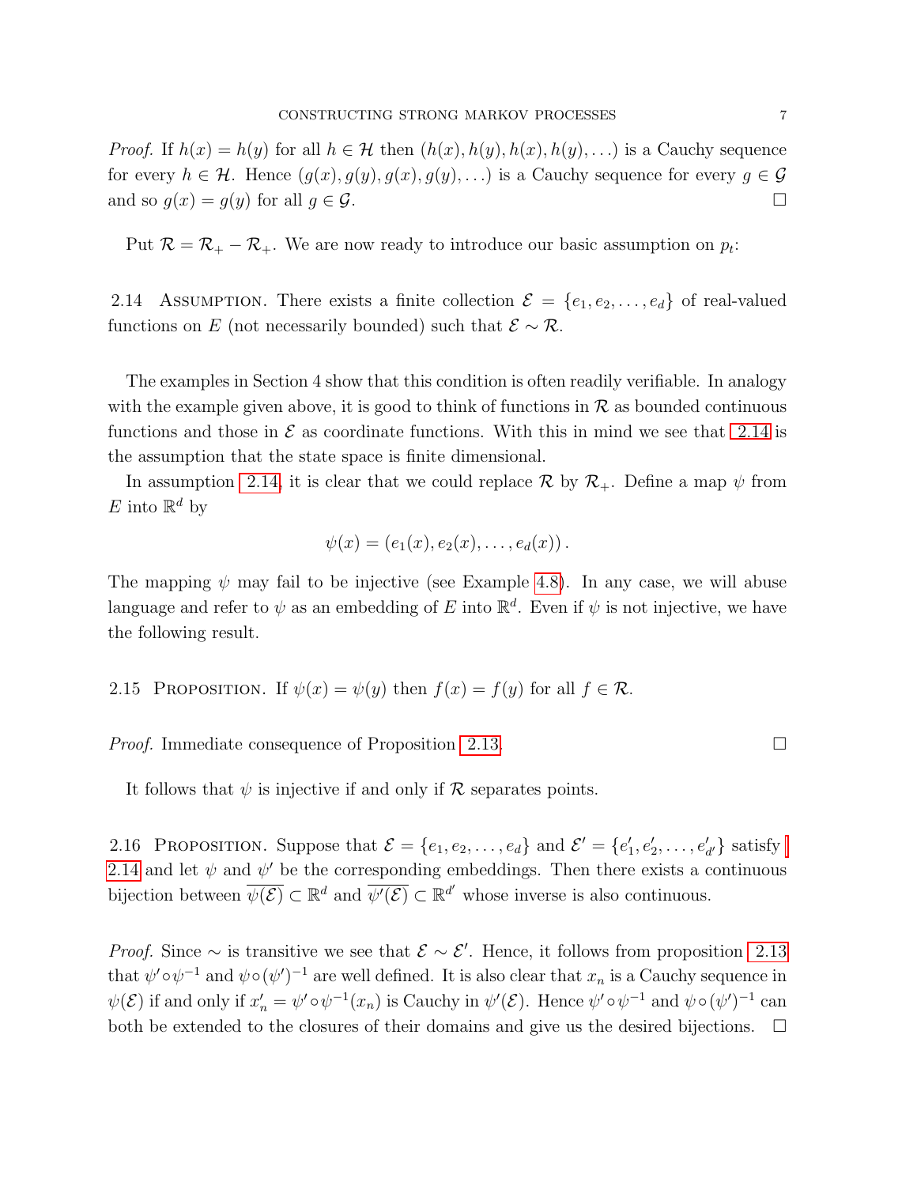*Proof.* If $h(x) = h(y)$ for all $h \in \mathcal{H}$ then $(h(x), h(y), h(x), h(y), \ldots)$ is a Cauchy sequence for every $h \in \mathcal{H}$. Hence $(g(x), g(y), g(x), g(y), \ldots)$ is a Cauchy sequence for every $g \in \mathcal{G}$ and so $g(x) = g(y)$ for all $g \in \mathcal{G}$. □

Put $\mathcal{R} = \mathcal{R}_+ - \mathcal{R}_+$. We are now ready to introduce our basic assumption on $p_t$:

2.14 Assumption. There exists a finite collection $\mathcal{E} = \{e_1, e_2, \ldots, e_d\}$ of real-valued functions on $E$ (not necessarily bounded) such that $\mathcal{E} \sim \mathcal{R}$.

The examples in Section 4 show that this condition is often readily verifiable. In analogy with the example given above, it is good to think of functions in $\mathcal{R}$ as bounded continuous functions and those in $\mathcal{E}$ as coordinate functions. With this in mind we see that 2.14 is the assumption that the state space is finite dimensional.

In assumption 2.14, it is clear that we could replace $\mathcal{R}$ by $\mathcal{R}_+$. Define a map $\psi$ from $E$ into $\mathbb{R}^d$ by

$$\psi(x) = (e_1(x), e_2(x), \ldots, e_d(x)) .$$

The mapping $\psi$ may fail to be injective (see Example 4.8). In any case, we will abuse language and refer to $\psi$ as an embedding of $E$ into $\mathbb{R}^d$. Even if $\psi$ is not injective, we have the following result.

2.15 Proposition. If $\psi(x) = \psi(y)$ then $f(x) = f(y)$ for all $f \in \mathcal{R}$.

*Proof.* Immediate consequence of Proposition 2.13. □

It follows that $\psi$ is injective if and only if $\mathcal{R}$ separates points.

2.16 Proposition. Suppose that $\mathcal{E} = \{e_1, e_2, \ldots, e_d\}$ and $\mathcal{E}' = \{e'_1, e'_2, \ldots, e'_{d'}\}$ satisfy 2.14 and let $\psi$ and $\psi'$ be the corresponding embeddings. Then there exists a continuous bijection between $\overline{\psi(\mathcal{E})} \subset \mathbb{R}^d$ and $\overline{\psi'(\mathcal{E})} \subset \mathbb{R}^{d'}$ whose inverse is also continuous.

*Proof.* Since $\sim$ is transitive we see that $\mathcal{E} \sim \mathcal{E}'$. Hence, it follows from proposition 2.13 that $\psi' \circ \psi^{-1}$ and $\psi \circ (\psi')^{-1}$ are well defined. It is also clear that $x_n$ is a Cauchy sequence in $\psi(\mathcal{E})$ if and only if $x'_n = \psi' \circ \psi^{-1}(x_n)$ is Cauchy in $\psi'(\mathcal{E})$. Hence $\psi' \circ \psi^{-1}$ and $\psi \circ (\psi')^{-1}$ can both be extended to the closures of their domains and give us the desired bijections. □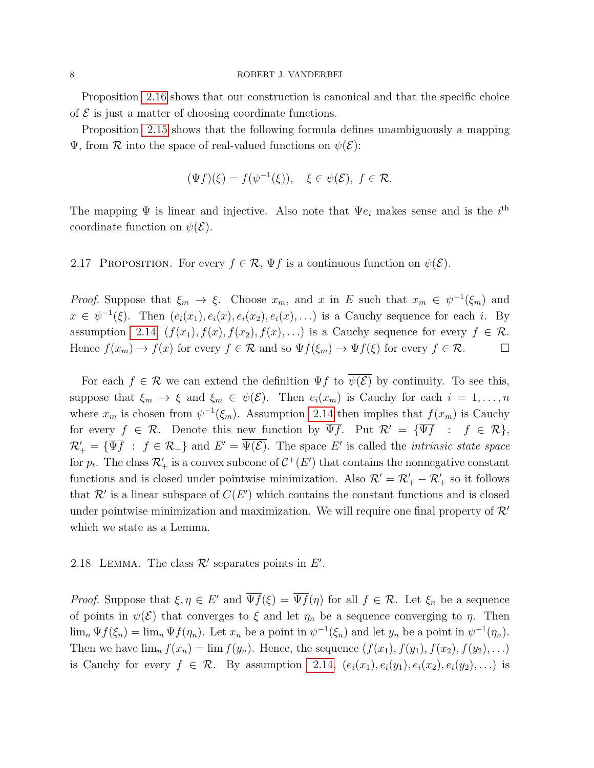Proposition 2.16 shows that our construction is canonical and that the specific choice of $\mathcal{E}$ is just a matter of choosing coordinate functions.

Proposition 2.15 shows that the following formula defines unambiguously a mapping $\Psi$, from $\mathcal{R}$ into the space of real-valued functions on $\psi(\mathcal{E})$:

$$(\Psi f)(\xi) = f(\psi^{-1}(\xi)), \quad \xi \in \psi(\mathcal{E}),\ f \in \mathcal{R}.$$

The mapping $\Psi$ is linear and injective. Also note that $\Psi e_i$ makes sense and is the $i^{\text{th}}$ coordinate function on $\psi(\mathcal{E})$.

2.17 Proposition. For every $f \in \mathcal{R}$, $\Psi f$ is a continuous function on $\psi(\mathcal{E})$.

*Proof.* Suppose that $\xi_m \to \xi$. Choose $x_m$, and $x$ in $E$ such that $x_m \in \psi^{-1}(\xi_m)$ and $x \in \psi^{-1}(\xi)$. Then $(e_i(x_1), e_i(x), e_i(x_2), e_i(x), \ldots)$ is a Cauchy sequence for each $i$. By assumption 2.14, $(f(x_1), f(x), f(x_2), f(x), \ldots)$ is a Cauchy sequence for every $f \in \mathcal{R}$. Hence $f(x_m) \to f(x)$ for every $f \in \mathcal{R}$ and so $\Psi f(\xi_m) \to \Psi f(\xi)$ for every $f \in \mathcal{R}$. $\square$

For each $f \in \mathcal{R}$ we can extend the definition $\Psi f$ to $\overline{\psi(\mathcal{E})}$ by continuity. To see this, suppose that $\xi_m \to \xi$ and $\xi_m \in \psi(\mathcal{E})$. Then $e_i(x_m)$ is Cauchy for each $i = 1, \ldots, n$ where $x_m$ is chosen from $\psi^{-1}(\xi_m)$. Assumption 2.14 then implies that $f(x_m)$ is Cauchy for every $f \in \mathcal{R}$. Denote this new function by $\overline{\Psi f}$. Put $\mathcal{R}' = \{\overline{\Psi f} \ : \ f \in \mathcal{R}\}$, $\mathcal{R}'_+ = \{\overline{\Psi f} \ : \ f \in \mathcal{R}_+\}$ and $E' = \overline{\Psi(\mathcal{E})}$. The space $E'$ is called the *intrinsic state space* for $p_t$. The class $\mathcal{R}'_+$ is a convex subcone of $\mathcal{C}^+(E')$ that contains the nonnegative constant functions and is closed under pointwise minimization. Also $\mathcal{R}' = \mathcal{R}'_+ - \mathcal{R}'_+$ so it follows that $\mathcal{R}'$ is a linear subspace of $C(E')$ which contains the constant functions and is closed under pointwise minimization and maximization. We will require one final property of $\mathcal{R}'$ which we state as a Lemma.

2.18 Lemma. The class $\mathcal{R}'$ separates points in $E'$.

*Proof.* Suppose that $\xi, \eta \in E'$ and $\overline{\Psi f}(\xi) = \overline{\Psi f}(\eta)$ for all $f \in \mathcal{R}$. Let $\xi_n$ be a sequence of points in $\psi(\mathcal{E})$ that converges to $\xi$ and let $\eta_n$ be a sequence converging to $\eta$. Then $\lim_n \Psi f(\xi_n) = \lim_n \Psi f(\eta_n)$. Let $x_n$ be a point in $\psi^{-1}(\xi_n)$ and let $y_n$ be a point in $\psi^{-1}(\eta_n)$. Then we have $\lim_n f(x_n) = \lim f(y_n)$. Hence, the sequence $(f(x_1), f(y_1), f(x_2), f(y_2), \ldots)$ is Cauchy for every $f \in \mathcal{R}$. By assumption 2.14, $(e_i(x_1), e_i(y_1), e_i(x_2), e_i(y_2), \ldots)$ is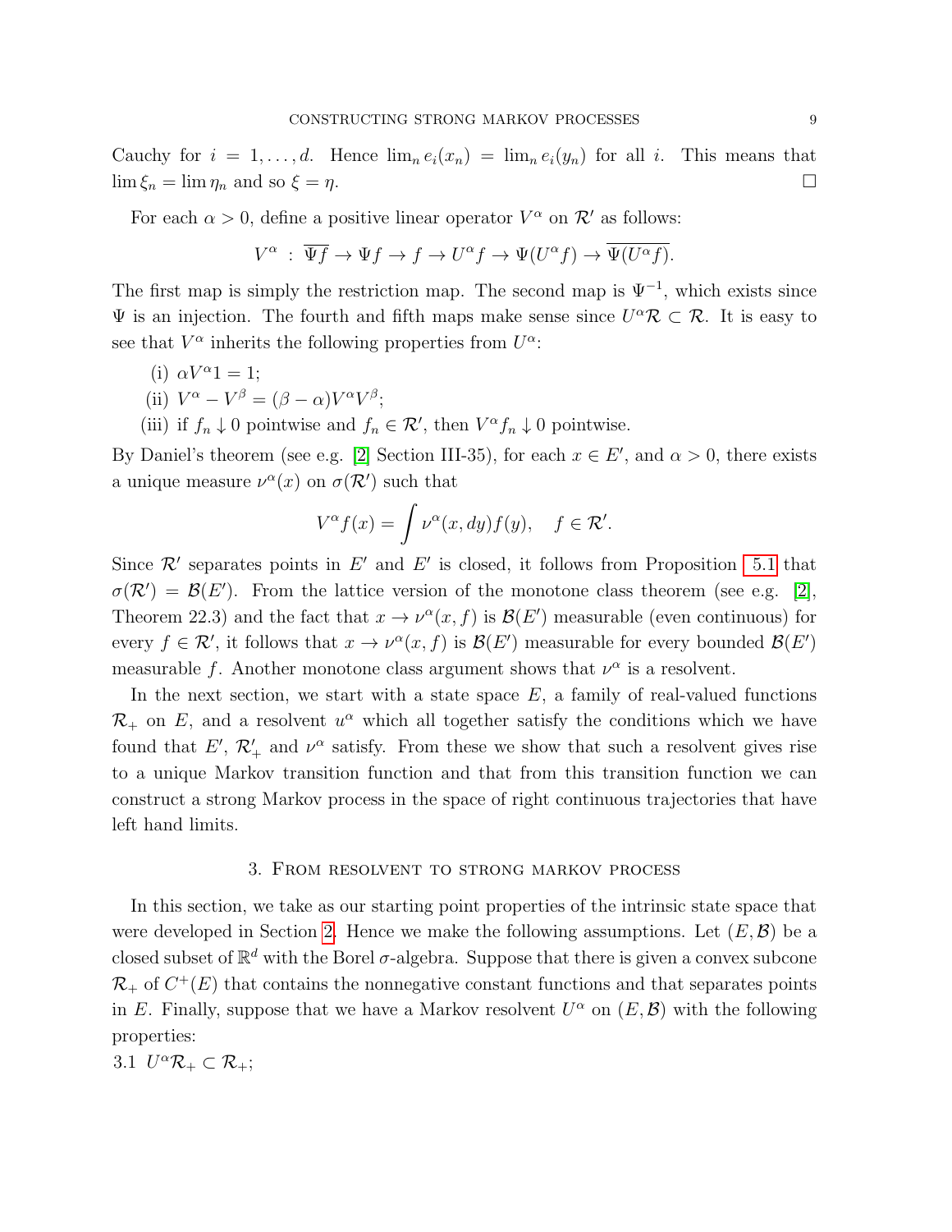Cauchy for $i = 1, \ldots, d$. Hence $\lim_n e_i(x_n) = \lim_n e_i(y_n)$ for all $i$. This means that $\lim \xi_n = \lim \eta_n$ and so $\xi = \eta$. □

For each $\alpha > 0$, define a positive linear operator $V^\alpha$ on $\mathcal{R}'$ as follows:

$$V^\alpha \;:\; \overline{\Psi f} \to \Psi f \to f \to U^\alpha f \to \Psi(U^\alpha f) \to \overline{\Psi(U^\alpha f)}.$$

The first map is simply the restriction map. The second map is $\Psi^{-1}$, which exists since $\Psi$ is an injection. The fourth and fifth maps make sense since $U^\alpha \mathcal{R} \subset \mathcal{R}$. It is easy to see that $V^\alpha$ inherits the following properties from $U^\alpha$:

(i) $\alpha V^\alpha 1 = 1$;

(ii) $V^\alpha - V^\beta = (\beta - \alpha) V^\alpha V^\beta$;

(iii) if $f_n \downarrow 0$ pointwise and $f_n \in \mathcal{R}'$, then $V^\alpha f_n \downarrow 0$ pointwise.

By Daniel's theorem (see e.g. [2] Section III-35), for each $x \in E'$, and $\alpha > 0$, there exists a unique measure $\nu^\alpha(x)$ on $\sigma(\mathcal{R}')$ such that

$$V^\alpha f(x) = \int \nu^\alpha(x, dy) f(y), \quad f \in \mathcal{R}'.$$

Since $\mathcal{R}'$ separates points in $E'$ and $E'$ is closed, it follows from Proposition 5.1 that $\sigma(\mathcal{R}') = \mathcal{B}(E')$. From the lattice version of the monotone class theorem (see e.g. [2], Theorem 22.3) and the fact that $x \to \nu^\alpha(x, f)$ is $\mathcal{B}(E')$ measurable (even continuous) for every $f \in \mathcal{R}'$, it follows that $x \to \nu^\alpha(x, f)$ is $\mathcal{B}(E')$ measurable for every bounded $\mathcal{B}(E')$ measurable $f$. Another monotone class argument shows that $\nu^\alpha$ is a resolvent.

In the next section, we start with a state space $E$, a family of real-valued functions $\mathcal{R}_+$ on $E$, and a resolvent $u^\alpha$ which all together satisfy the conditions which we have found that $E'$, $\mathcal{R}'_+$ and $\nu^\alpha$ satisfy. From these we show that such a resolvent gives rise to a unique Markov transition function and that from this transition function we can construct a strong Markov process in the space of right continuous trajectories that have left hand limits.

## 3. From resolvent to strong Markov process

In this section, we take as our starting point properties of the intrinsic state space that were developed in Section 2. Hence we make the following assumptions. Let $(E, \mathcal{B})$ be a closed subset of $\mathbb{R}^d$ with the Borel $\sigma$-algebra. Suppose that there is given a convex subcone $\mathcal{R}_+$ of $C^+(E)$ that contains the nonnegative constant functions and that separates points in $E$. Finally, suppose that we have a Markov resolvent $U^\alpha$ on $(E, \mathcal{B})$ with the following properties:

3.1 $U^\alpha \mathcal{R}_+ \subset \mathcal{R}_+$;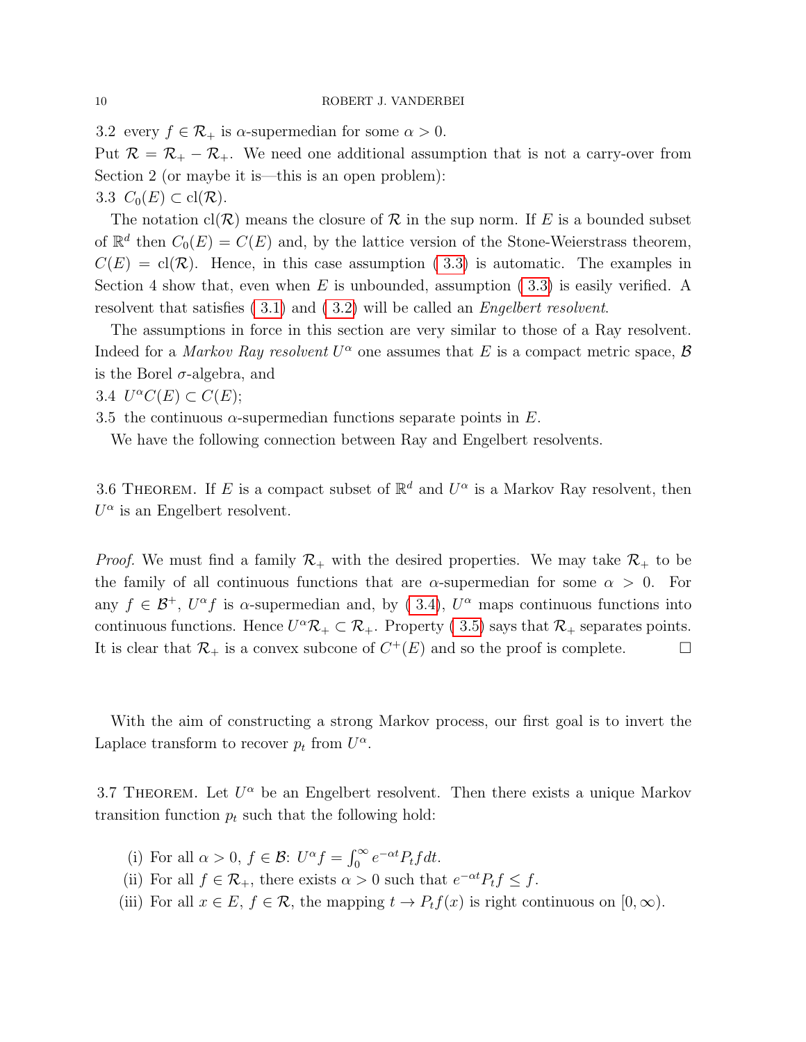3.2 every $f \in \mathcal{R}_+$ is $\alpha$-supermedian for some $\alpha > 0$.

Put $\mathcal{R} = \mathcal{R}_+ - \mathcal{R}_+$. We need one additional assumption that is not a carry-over from Section 2 (or maybe it is—this is an open problem):

3.3 $C_0(E) \subset \mathrm{cl}(\mathcal{R})$.

The notation $\mathrm{cl}(\mathcal{R})$ means the closure of $\mathcal{R}$ in the sup norm. If $E$ is a bounded subset of $\mathbb{R}^d$ then $C_0(E) = C(E)$ and, by the lattice version of the Stone-Weierstrass theorem, $C(E) = \mathrm{cl}(\mathcal{R})$. Hence, in this case assumption ( 3.3) is automatic. The examples in Section 4 show that, even when $E$ is unbounded, assumption ( 3.3) is easily verified. A resolvent that satisfies ( 3.1) and ( 3.2) will be called an *Engelbert resolvent*.

The assumptions in force in this section are very similar to those of a Ray resolvent. Indeed for a *Markov Ray resolvent* $U^\alpha$ one assumes that $E$ is a compact metric space, $\mathcal{B}$ is the Borel $\sigma$-algebra, and

3.4 $U^\alpha C(E) \subset C(E)$;

3.5 the continuous $\alpha$-supermedian functions separate points in $E$.

We have the following connection between Ray and Engelbert resolvents.

3.6 Theorem. If $E$ is a compact subset of $\mathbb{R}^d$ and $U^\alpha$ is a Markov Ray resolvent, then $U^\alpha$ is an Engelbert resolvent.

*Proof.* We must find a family $\mathcal{R}_+$ with the desired properties. We may take $\mathcal{R}_+$ to be the family of all continuous functions that are $\alpha$-supermedian for some $\alpha > 0$. For any $f \in \mathcal{B}^+$, $U^\alpha f$ is $\alpha$-supermedian and, by ( 3.4), $U^\alpha$ maps continuous functions into continuous functions. Hence $U^\alpha \mathcal{R}_+ \subset \mathcal{R}_+$. Property ( 3.5) says that $\mathcal{R}_+$ separates points. It is clear that $\mathcal{R}_+$ is a convex subcone of $C^+(E)$ and so the proof is complete. □

With the aim of constructing a strong Markov process, our first goal is to invert the Laplace transform to recover $p_t$ from $U^\alpha$.

3.7 Theorem. Let $U^\alpha$ be an Engelbert resolvent. Then there exists a unique Markov transition function $p_t$ such that the following hold:

(i) For all $\alpha > 0$, $f \in \mathcal{B}$: $U^\alpha f = \int_0^\infty e^{-\alpha t} P_t f dt$.

(ii) For all $f \in \mathcal{R}_+$, there exists $\alpha > 0$ such that $e^{-\alpha t} P_t f \leq f$.

(iii) For all $x \in E$, $f \in \mathcal{R}$, the mapping $t \to P_t f(x)$ is right continuous on $[0, \infty)$.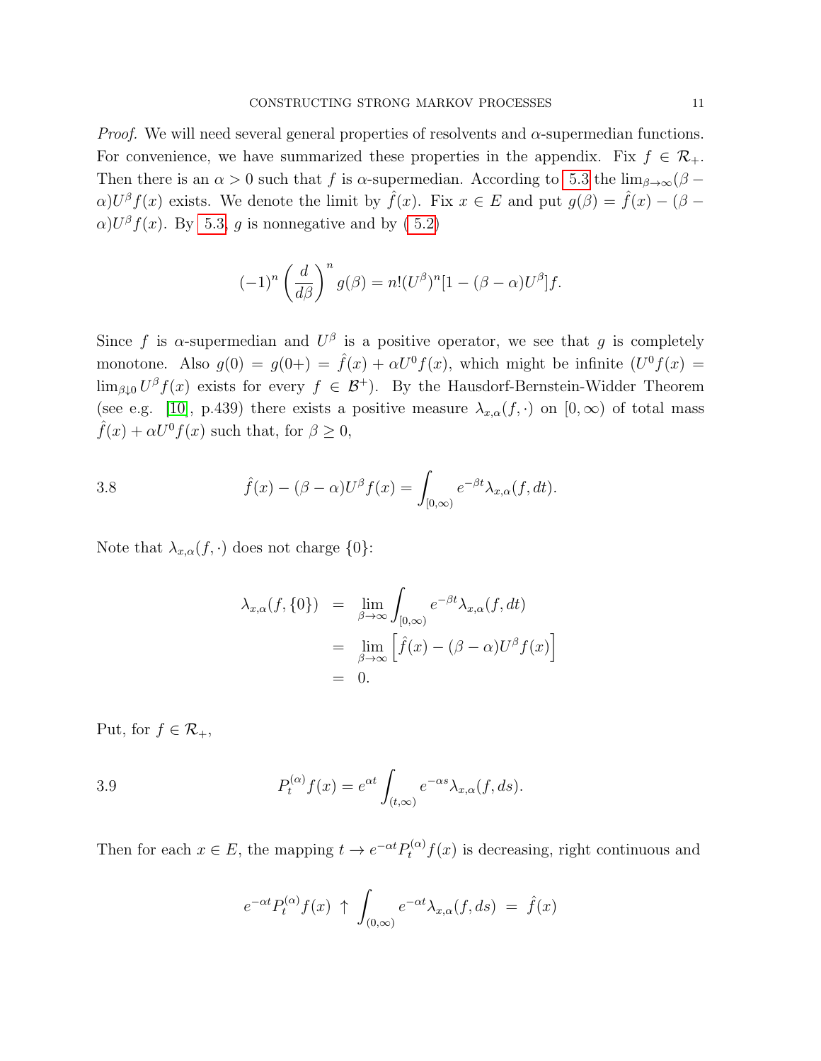*Proof.* We will need several general properties of resolvents and $\alpha$-supermedian functions. For convenience, we have summarized these properties in the appendix. Fix $f \in \mathcal{R}_+$. Then there is an $\alpha > 0$ such that $f$ is $\alpha$-supermedian. According to 5.3 the $\lim_{\beta\to\infty}(\beta - \alpha)U^\beta f(x)$ exists. We denote the limit by $\hat{f}(x)$. Fix $x \in E$ and put $g(\beta) = \hat{f}(x) - (\beta - \alpha)U^\beta f(x)$. By 5.3, $g$ is nonnegative and by (5.2)

$$(-1)^n \left(\frac{d}{d\beta}\right)^n g(\beta) = n!(U^\beta)^n[1 - (\beta - \alpha)U^\beta]f.$$

Since $f$ is $\alpha$-supermedian and $U^\beta$ is a positive operator, we see that $g$ is completely monotone. Also $g(0) = g(0+) = \hat{f}(x) + \alpha U^0 f(x)$, which might be infinite ($U^0 f(x) = \lim_{\beta\downarrow 0} U^\beta f(x)$ exists for every $f \in \mathcal{B}^+$). By the Hausdorf-Bernstein-Widder Theorem (see e.g. [10], p.439) there exists a positive measure $\lambda_{x,\alpha}(f,\cdot)$ on $[0,\infty)$ of total mass $\hat{f}(x) + \alpha U^0 f(x)$ such that, for $\beta \geq 0$,

$$\hat{f}(x) - (\beta - \alpha)U^\beta f(x) = \int_{[0,\infty)} e^{-\beta t}\lambda_{x,\alpha}(f, dt). \tag{3.8}$$

Note that $\lambda_{x,\alpha}(f,\cdot)$ does not charge $\{0\}$:

$$\begin{aligned}
\lambda_{x,\alpha}(f,\{0\}) &= \lim_{\beta\to\infty} \int_{[0,\infty)} e^{-\beta t}\lambda_{x,\alpha}(f, dt) \\
&= \lim_{\beta\to\infty} \left[\hat{f}(x) - (\beta - \alpha)U^\beta f(x)\right] \\
&= 0.
\end{aligned}$$

Put, for $f \in \mathcal{R}_+$,

$$P_t^{(\alpha)} f(x) = e^{\alpha t} \int_{(t,\infty)} e^{-\alpha s}\lambda_{x,\alpha}(f, ds). \tag{3.9}$$

Then for each $x \in E$, the mapping $t \to e^{-\alpha t}P_t^{(\alpha)} f(x)$ is decreasing, right continuous and

$$e^{-\alpha t}P_t^{(\alpha)} f(x) \uparrow \int_{(0,\infty)} e^{-\alpha t}\lambda_{x,\alpha}(f, ds) = \hat{f}(x)$$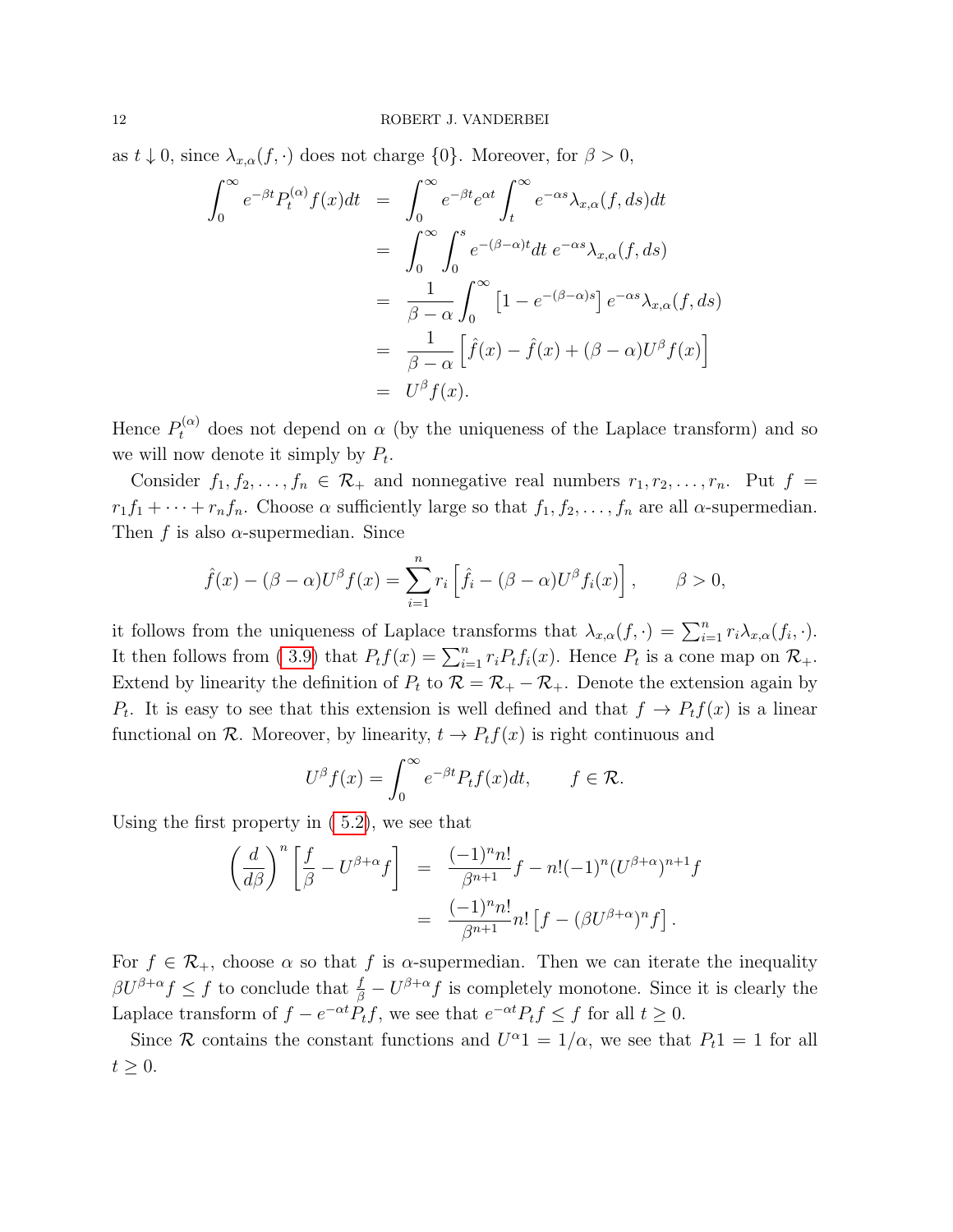as $t \downarrow 0$, since $\lambda_{x,\alpha}(f,\cdot)$ does not charge $\{0\}$. Moreover, for $\beta > 0$,

$$
\begin{aligned}
\int_0^\infty e^{-\beta t} P_t^{(\alpha)} f(x) dt &= \int_0^\infty e^{-\beta t} e^{\alpha t} \int_t^\infty e^{-\alpha s} \lambda_{x,\alpha}(f, ds) dt \\
&= \int_0^\infty \int_0^s e^{-(\beta-\alpha)t} dt \; e^{-\alpha s} \lambda_{x,\alpha}(f, ds) \\
&= \frac{1}{\beta - \alpha} \int_0^\infty \left[1 - e^{-(\beta-\alpha)s}\right] e^{-\alpha s} \lambda_{x,\alpha}(f, ds) \\
&= \frac{1}{\beta - \alpha} \left[\hat{f}(x) - \hat{f}(x) + (\beta - \alpha) U^\beta f(x)\right] \\
&= U^\beta f(x).
\end{aligned}
$$

Hence $P_t^{(\alpha)}$ does not depend on $\alpha$ (by the uniqueness of the Laplace transform) and so we will now denote it simply by $P_t$.

Consider $f_1, f_2, \ldots, f_n \in \mathcal{R}_+$ and nonnegative real numbers $r_1, r_2, \ldots, r_n$. Put $f = r_1 f_1 + \cdots + r_n f_n$. Choose $\alpha$ sufficiently large so that $f_1, f_2, \ldots, f_n$ are all $\alpha$-supermedian. Then $f$ is also $\alpha$-supermedian. Since

$$
\hat{f}(x) - (\beta - \alpha) U^\beta f(x) = \sum_{i=1}^n r_i \left[\hat{f}_i - (\beta - \alpha) U^\beta f_i(x)\right], \qquad \beta > 0,
$$

it follows from the uniqueness of Laplace transforms that $\lambda_{x,\alpha}(f,\cdot) = \sum_{i=1}^n r_i \lambda_{x,\alpha}(f_i,\cdot)$. It then follows from (3.9) that $P_t f(x) = \sum_{i=1}^n r_i P_t f_i(x)$. Hence $P_t$ is a cone map on $\mathcal{R}_+$. Extend by linearity the definition of $P_t$ to $\mathcal{R} = \mathcal{R}_+ - \mathcal{R}_+$. Denote the extension again by $P_t$. It is easy to see that this extension is well defined and that $f \to P_t f(x)$ is a linear functional on $\mathcal{R}$. Moreover, by linearity, $t \to P_t f(x)$ is right continuous and

$$
U^\beta f(x) = \int_0^\infty e^{-\beta t} P_t f(x) dt, \qquad f \in \mathcal{R}.
$$

Using the first property in (5.2), we see that

$$
\begin{aligned}
\left(\frac{d}{d\beta}\right)^n \left[\frac{f}{\beta} - U^{\beta+\alpha} f\right] &= \frac{(-1)^n n!}{\beta^{n+1}} f - n!(-1)^n (U^{\beta+\alpha})^{n+1} f \\
&= \frac{(-1)^n n!}{\beta^{n+1}} n! \left[f - (\beta U^{\beta+\alpha})^n f\right].
\end{aligned}
$$

For $f \in \mathcal{R}_+$, choose $\alpha$ so that $f$ is $\alpha$-supermedian. Then we can iterate the inequality $\beta U^{\beta+\alpha} f \le f$ to conclude that $\frac{f}{\beta} - U^{\beta+\alpha} f$ is completely monotone. Since it is clearly the Laplace transform of $f - e^{-\alpha t} P_t f$, we see that $e^{-\alpha t} P_t f \le f$ for all $t \ge 0$.

Since $\mathcal{R}$ contains the constant functions and $U^\alpha 1 = 1/\alpha$, we see that $P_t 1 = 1$ for all $t \ge 0$.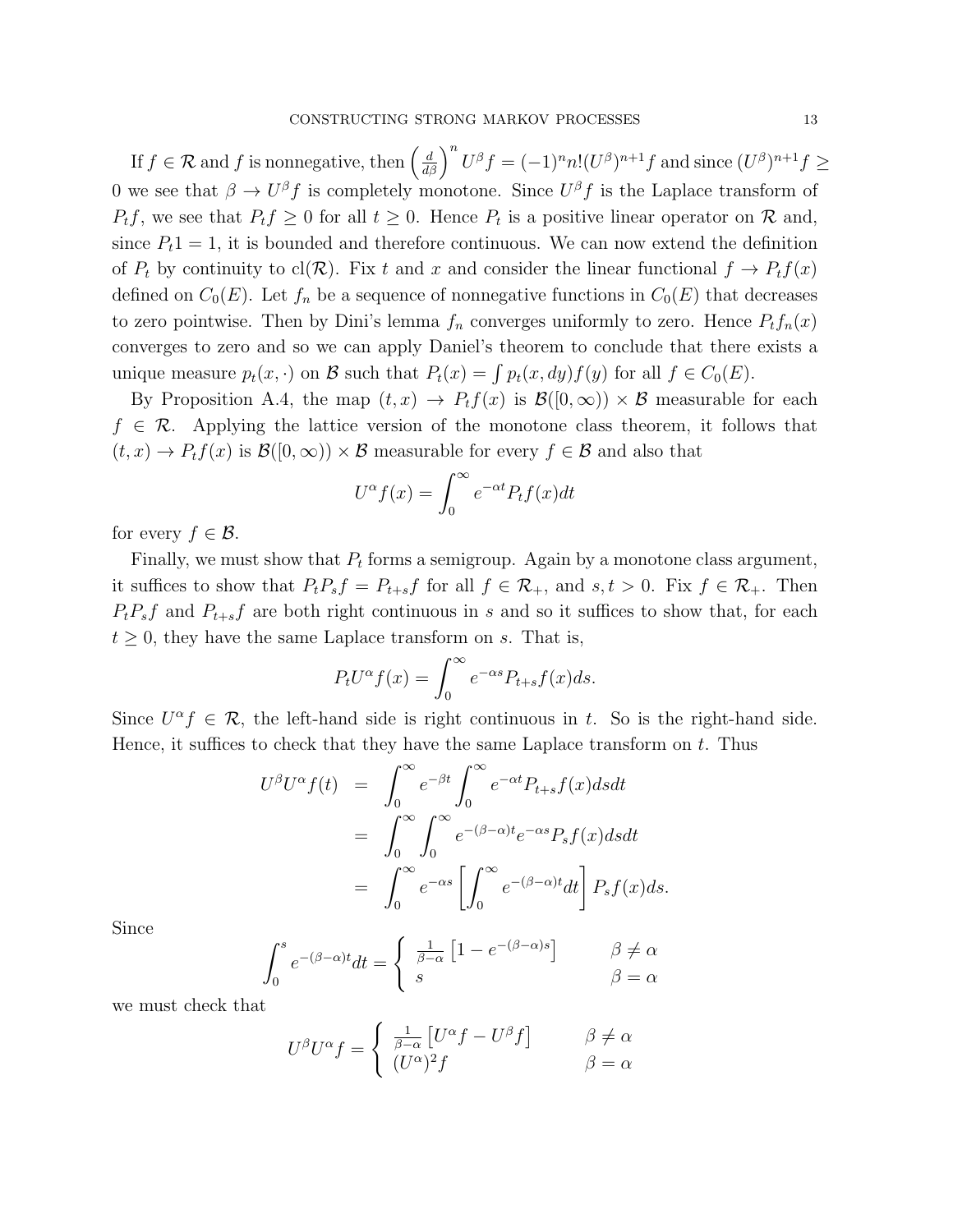If $f \in \mathcal{R}$ and $f$ is nonnegative, then $\left(\frac{d}{d\beta}\right)^n U^\beta f = (-1)^n n!(U^\beta)^{n+1} f$ and since $(U^\beta)^{n+1} f \geq 0$ we see that $\beta \to U^\beta f$ is completely monotone. Since $U^\beta f$ is the Laplace transform of $P_t f$, we see that $P_t f \geq 0$ for all $t \geq 0$. Hence $P_t$ is a positive linear operator on $\mathcal{R}$ and, since $P_t 1 = 1$, it is bounded and therefore continuous. We can now extend the definition of $P_t$ by continuity to $\mathrm{cl}(\mathcal{R})$. Fix $t$ and $x$ and consider the linear functional $f \to P_t f(x)$ defined on $C_0(E)$. Let $f_n$ be a sequence of nonnegative functions in $C_0(E)$ that decreases to zero pointwise. Then by Dini's lemma $f_n$ converges uniformly to zero. Hence $P_t f_n(x)$ converges to zero and so we can apply Daniel's theorem to conclude that there exists a unique measure $p_t(x, \cdot)$ on $\mathcal{B}$ such that $P_t(x) = \int p_t(x, dy) f(y)$ for all $f \in C_0(E)$.

By Proposition A.4, the map $(t, x) \to P_t f(x)$ is $\mathcal{B}([0, \infty)) \times \mathcal{B}$ measurable for each $f \in \mathcal{R}$. Applying the lattice version of the monotone class theorem, it follows that $(t, x) \to P_t f(x)$ is $\mathcal{B}([0, \infty)) \times \mathcal{B}$ measurable for every $f \in \mathcal{B}$ and also that

$$U^\alpha f(x) = \int_0^\infty e^{-\alpha t} P_t f(x) dt$$

for every $f \in \mathcal{B}$.

Finally, we must show that $P_t$ forms a semigroup. Again by a monotone class argument, it suffices to show that $P_t P_s f = P_{t+s} f$ for all $f \in \mathcal{R}_+$, and $s, t > 0$. Fix $f \in \mathcal{R}_+$. Then $P_t P_s f$ and $P_{t+s} f$ are both right continuous in $s$ and so it suffices to show that, for each $t \geq 0$, they have the same Laplace transform on $s$. That is,

$$P_t U^\alpha f(x) = \int_0^\infty e^{-\alpha s} P_{t+s} f(x) ds.$$

Since $U^\alpha f \in \mathcal{R}$, the left-hand side is right continuous in $t$. So is the right-hand side. Hence, it suffices to check that they have the same Laplace transform on $t$. Thus

$$\begin{aligned}
U^\beta U^\alpha f(t) &= \int_0^\infty e^{-\beta t} \int_0^\infty e^{-\alpha t} P_{t+s} f(x) ds dt \\
&= \int_0^\infty \int_0^\infty e^{-(\beta - \alpha)t} e^{-\alpha s} P_s f(x) ds dt \\
&= \int_0^\infty e^{-\alpha s} \left[ \int_0^\infty e^{-(\beta-\alpha)t} dt \right] P_s f(x) ds.
\end{aligned}$$

Since

$$\int_0^s e^{-(\beta-\alpha)t} dt = \begin{cases} \frac{1}{\beta - \alpha} \left[1 - e^{-(\beta-\alpha)s}\right] & \beta \neq \alpha \\ s & \beta = \alpha \end{cases}$$

we must check that

$$U^\beta U^\alpha f = \begin{cases} \frac{1}{\beta - \alpha} \left[U^\alpha f - U^\beta f\right] & \beta \neq \alpha \\ (U^\alpha)^2 f & \beta = \alpha \end{cases}$$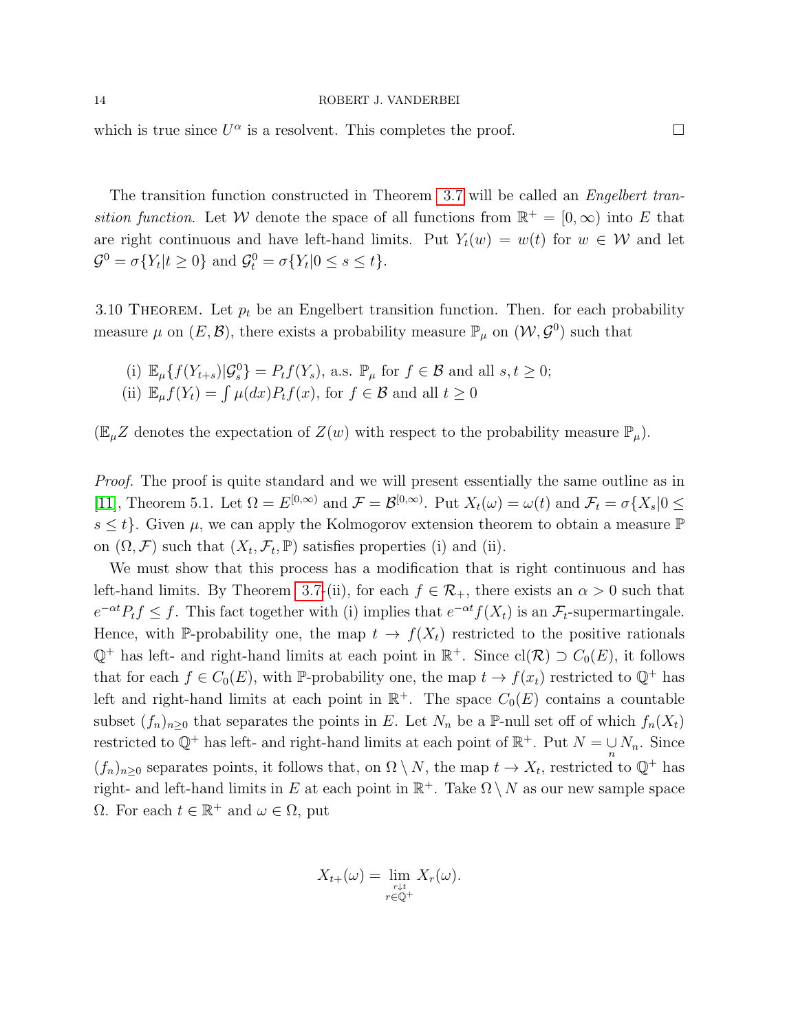which is true since $U^\alpha$ is a resolvent. This completes the proof. □

The transition function constructed in Theorem 3.7 will be called an *Engelbert transition function*. Let $\mathcal{W}$ denote the space of all functions from $\mathbb{R}^+ = [0, \infty)$ into $E$ that are right continuous and have left-hand limits. Put $Y_t(w) = w(t)$ for $w \in \mathcal{W}$ and let $\mathcal{G}^0 = \sigma\{Y_t | t \geq 0\}$ and $\mathcal{G}^0_t = \sigma\{Y_t | 0 \leq s \leq t\}$.

3.10 Theorem. Let $p_t$ be an Engelbert transition function. Then. for each probability measure $\mu$ on $(E, \mathcal{B})$, there exists a probability measure $\mathbb{P}_\mu$ on $(\mathcal{W}, \mathcal{G}^0)$ such that

(i) $\mathbb{E}_\mu\{f(Y_{t+s})|\mathcal{G}^0_s\} = P_t f(Y_s)$, a.s. $\mathbb{P}_\mu$ for $f \in \mathcal{B}$ and all $s, t \geq 0$;
(ii) $\mathbb{E}_\mu f(Y_t) = \int \mu(dx) P_t f(x)$, for $f \in \mathcal{B}$ and all $t \geq 0$

($\mathbb{E}_\mu Z$ denotes the expectation of $Z(w)$ with respect to the probability measure $\mathbb{P}_\mu$).

*Proof.* The proof is quite standard and we will present essentially the same outline as in [11], Theorem 5.1. Let $\Omega = E^{[0,\infty)}$ and $\mathcal{F} = \mathcal{B}^{[0,\infty)}$. Put $X_t(\omega) = \omega(t)$ and $\mathcal{F}_t = \sigma\{X_s | 0 \leq s \leq t\}$. Given $\mu$, we can apply the Kolmogorov extension theorem to obtain a measure $\mathbb{P}$ on $(\Omega, \mathcal{F})$ such that $(X_t, \mathcal{F}_t, \mathbb{P})$ satisfies properties (i) and (ii).

We must show that this process has a modification that is right continuous and has left-hand limits. By Theorem 3.7-(ii), for each $f \in \mathcal{R}_+$, there exists an $\alpha > 0$ such that $e^{-\alpha t} P_t f \leq f$. This fact together with (i) implies that $e^{-\alpha t} f(X_t)$ is an $\mathcal{F}_t$-supermartingale. Hence, with $\mathbb{P}$-probability one, the map $t \to f(X_t)$ restricted to the positive rationals $\mathbb{Q}^+$ has left- and right-hand limits at each point in $\mathbb{R}^+$. Since $\mathrm{cl}(\mathcal{R}) \supset C_0(E)$, it follows that for each $f \in C_0(E)$, with $\mathbb{P}$-probability one, the map $t \to f(x_t)$ restricted to $\mathbb{Q}^+$ has left and right-hand limits at each point in $\mathbb{R}^+$. The space $C_0(E)$ contains a countable subset $(f_n)_{n \geq 0}$ that separates the points in $E$. Let $N_n$ be a $\mathbb{P}$-null set off of which $f_n(X_t)$ restricted to $\mathbb{Q}^+$ has left- and right-hand limits at each point of $\mathbb{R}^+$. Put $N = \underset{n}{\cup} N_n$. Since $(f_n)_{n \geq 0}$ separates points, it follows that, on $\Omega \setminus N$, the map $t \to X_t$, restricted to $\mathbb{Q}^+$ has right- and left-hand limits in $E$ at each point in $\mathbb{R}^+$. Take $\Omega \setminus N$ as our new sample space $\Omega$. For each $t \in \mathbb{R}^+$ and $\omega \in \Omega$, put

$$X_{t+}(\omega) = \lim_{\substack{r \downarrow t \\ r \in \mathbb{Q}^+}} X_r(\omega).$$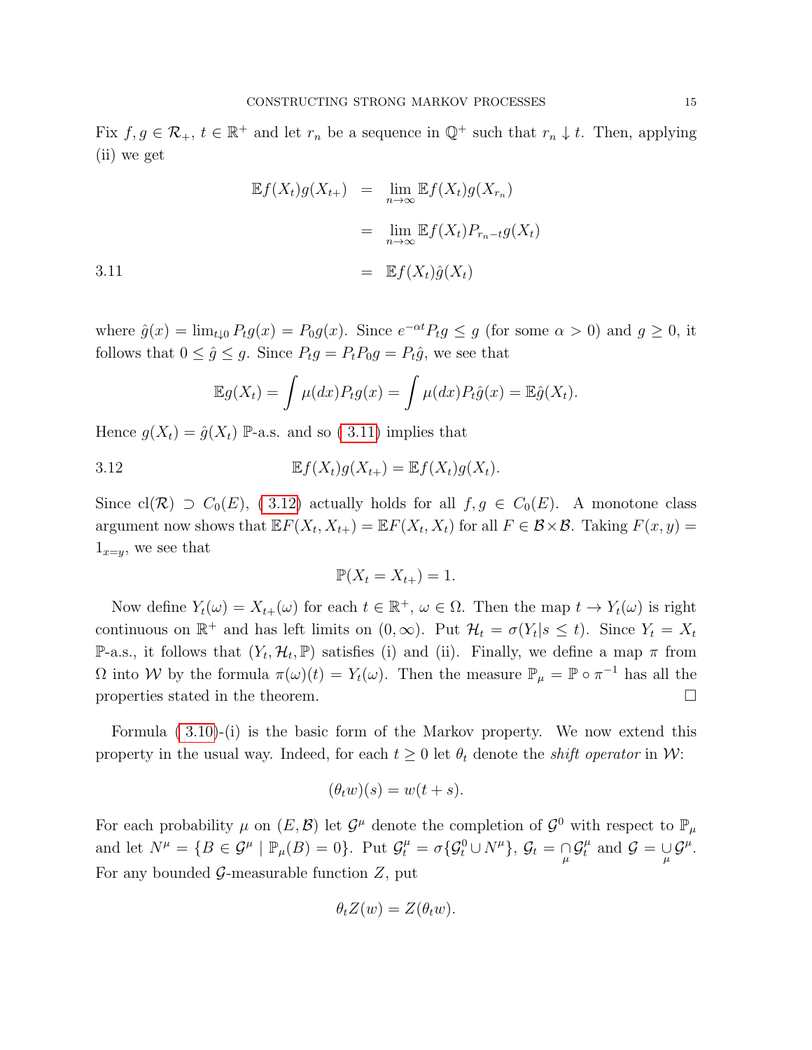Fix $f, g \in \mathcal{R}_+$, $t \in \mathbb{R}^+$ and let $r_n$ be a sequence in $\mathbb{Q}^+$ such that $r_n \downarrow t$. Then, applying (ii) we get

$$
\begin{aligned}
\mathbb{E}f(X_t)g(X_{t+}) &= \lim_{n\to\infty} \mathbb{E}f(X_t)g(X_{r_n}) \\
&= \lim_{n\to\infty} \mathbb{E}f(X_t)P_{r_n - t}g(X_t) \\
&= \mathbb{E}f(X_t)\hat{g}(X_t) \qquad (3.11)
\end{aligned}
$$

where $\hat{g}(x) = \lim_{t\downarrow 0} P_t g(x) = P_0 g(x)$. Since $e^{-\alpha t}P_t g \le g$ (for some $\alpha > 0$) and $g \ge 0$, it follows that $0 \le \hat{g} \le g$. Since $P_t g = P_t P_0 g = P_t \hat{g}$, we see that

$$
\mathbb{E}g(X_t) = \int \mu(dx)P_t g(x) = \int \mu(dx)P_t\hat{g}(x) = \mathbb{E}\hat{g}(X_t).
$$

Hence $g(X_t) = \hat{g}(X_t)$ $\mathbb{P}$-a.s. and so (3.11) implies that

$$
\mathbb{E}f(X_t)g(X_{t+}) = \mathbb{E}f(X_t)g(X_t). \qquad (3.12)
$$

Since $\text{cl}(\mathcal{R}) \supset C_0(E)$, (3.12) actually holds for all $f, g \in C_0(E)$. A monotone class argument now shows that $\mathbb{E}F(X_t, X_{t+}) = \mathbb{E}F(X_t, X_t)$ for all $F \in \mathcal{B}\times\mathcal{B}$. Taking $F(x,y) = 1_{x=y}$, we see that

$$
\mathbb{P}(X_t = X_{t+}) = 1.
$$

Now define $Y_t(\omega) = X_{t+}(\omega)$ for each $t \in \mathbb{R}^+$, $\omega \in \Omega$. Then the map $t \to Y_t(\omega)$ is right continuous on $\mathbb{R}^+$ and has left limits on $(0,\infty)$. Put $\mathcal{H}_t = \sigma(Y_t | s \le t)$. Since $Y_t = X_t$ $\mathbb{P}$-a.s., it follows that $(Y_t, \mathcal{H}_t, \mathbb{P})$ satisfies (i) and (ii). Finally, we define a map $\pi$ from $\Omega$ into $\mathcal{W}$ by the formula $\pi(\omega)(t) = Y_t(\omega)$. Then the measure $\mathbb{P}_\mu = \mathbb{P}\circ\pi^{-1}$ has all the properties stated in the theorem. $\square$

Formula (3.10)-(i) is the basic form of the Markov property. We now extend this property in the usual way. Indeed, for each $t \ge 0$ let $\theta_t$ denote the *shift operator* in $\mathcal{W}$:

$$
(\theta_t w)(s) = w(t+s).
$$

For each probability $\mu$ on $(E, \mathcal{B})$ let $\mathcal{G}^\mu$ denote the completion of $\mathcal{G}^0$ with respect to $\mathbb{P}_\mu$ and let $N^\mu = \{B \in \mathcal{G}^\mu \mid \mathbb{P}_\mu(B) = 0\}$. Put $\mathcal{G}^\mu_t = \sigma\{\mathcal{G}^0_t \cup N^\mu\}$, $\mathcal{G}_t = \bigcap_\mu \mathcal{G}^\mu_t$ and $\mathcal{G} = \bigcup_\mu \mathcal{G}^\mu$. For any bounded $\mathcal{G}$-measurable function $Z$, put

$$
\theta_t Z(w) = Z(\theta_t w).
$$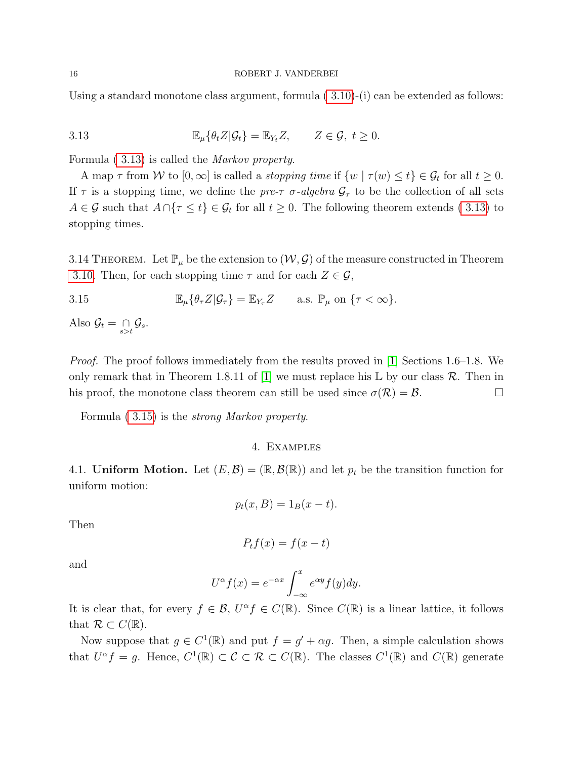Using a standard monotone class argument, formula (3.10)-(i) can be extended as follows:

$$\mathbb{E}_\mu\{\theta_t Z|\mathcal{G}_t\} = \mathbb{E}_{Y_t} Z, \qquad Z \in \mathcal{G},\ t \geq 0. \tag{3.13}$$

Formula (3.13) is called the *Markov property*.

A map $\tau$ from $\mathcal{W}$ to $[0,\infty]$ is called a *stopping time* if $\{w \mid \tau(w) \leq t\} \in \mathcal{G}_t$ for all $t \geq 0$. If $\tau$ is a stopping time, we define the *pre-$\tau$ $\sigma$-algebra* $\mathcal{G}_\tau$ to be the collection of all sets $A \in \mathcal{G}$ such that $A \cap \{\tau \leq t\} \in \mathcal{G}_t$ for all $t \geq 0$. The following theorem extends (3.13) to stopping times.

3.14 Theorem. Let $\mathbb{P}_\mu$ be the extension to $(\mathcal{W}, \mathcal{G})$ of the measure constructed in Theorem 3.10. Then, for each stopping time $\tau$ and for each $Z \in \mathcal{G}$,

$$\mathbb{E}_\mu\{\theta_\tau Z|\mathcal{G}_\tau\} = \mathbb{E}_{Y_\tau} Z \qquad \text{a.s. } \mathbb{P}_\mu \text{ on } \{\tau < \infty\}. \tag{3.15}$$

Also $\mathcal{G}_t = \bigcap_{s>t} \mathcal{G}_s$.

*Proof.* The proof follows immediately from the results proved in [1] Sections 1.6–1.8. We only remark that in Theorem 1.8.11 of [1] we must replace his $\mathbb{L}$ by our class $\mathcal{R}$. Then in his proof, the monotone class theorem can still be used since $\sigma(\mathcal{R}) = \mathcal{B}$. □

Formula (3.15) is the *strong Markov property*.

## 4. Examples

4.1. **Uniform Motion.** Let $(E, \mathcal{B}) = (\mathbb{R}, \mathcal{B}(\mathbb{R}))$ and let $p_t$ be the transition function for uniform motion:

$$p_t(x, B) = 1_B(x - t).$$

Then

$$P_t f(x) = f(x - t)$$

and

$$U^\alpha f(x) = e^{-\alpha x} \int_{-\infty}^{x} e^{\alpha y} f(y) dy.$$

It is clear that, for every $f \in \mathcal{B}$, $U^\alpha f \in C(\mathbb{R})$. Since $C(\mathbb{R})$ is a linear lattice, it follows that $\mathcal{R} \subset C(\mathbb{R})$.

Now suppose that $g \in C^1(\mathbb{R})$ and put $f = g' + \alpha g$. Then, a simple calculation shows that $U^\alpha f = g$. Hence, $C^1(\mathbb{R}) \subset \mathcal{C} \subset \mathcal{R} \subset C(\mathbb{R})$. The classes $C^1(\mathbb{R})$ and $C(\mathbb{R})$ generate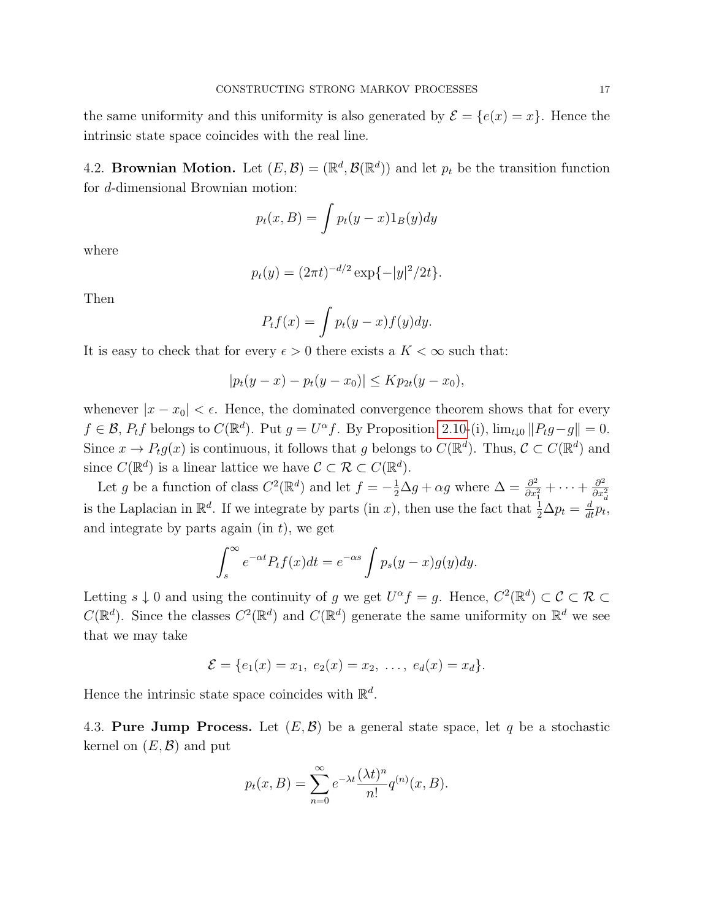the same uniformity and this uniformity is also generated by $\mathcal{E} = \{e(x) = x\}$. Hence the intrinsic state space coincides with the real line.

4.2. **Brownian Motion.** Let $(E, \mathcal{B}) = (\mathbb{R}^d, \mathcal{B}(\mathbb{R}^d))$ and let $p_t$ be the transition function for $d$-dimensional Brownian motion:

$$p_t(x, B) = \int p_t(y - x) 1_B(y) dy$$

where

$$p_t(y) = (2\pi t)^{-d/2} \exp\{-|y|^2/2t\}.$$

Then

$$P_t f(x) = \int p_t(y - x) f(y) dy.$$

It is easy to check that for every $\epsilon > 0$ there exists a $K < \infty$ such that:

$$|p_t(y - x) - p_t(y - x_0)| \leq K p_{2t}(y - x_0),$$

whenever $|x - x_0| < \epsilon$. Hence, the dominated convergence theorem shows that for every $f \in \mathcal{B}$, $P_t f$ belongs to $C(\mathbb{R}^d)$. Put $g = U^\alpha f$. By Proposition 2.10-(i), $\lim_{t \downarrow 0} \|P_t g - g\| = 0$. Since $x \to P_t g(x)$ is continuous, it follows that $g$ belongs to $C(\mathbb{R}^d)$. Thus, $\mathcal{C} \subset C(\mathbb{R}^d)$ and since $C(\mathbb{R}^d)$ is a linear lattice we have $\mathcal{C} \subset \mathcal{R} \subset C(\mathbb{R}^d)$.

Let $g$ be a function of class $C^2(\mathbb{R}^d)$ and let $f = -\frac{1}{2}\Delta g + \alpha g$ where $\Delta = \frac{\partial^2}{\partial x_1^2} + \cdots + \frac{\partial^2}{\partial x_d^2}$ is the Laplacian in $\mathbb{R}^d$. If we integrate by parts (in $x$), then use the fact that $\frac{1}{2}\Delta p_t = \frac{d}{dt} p_t$, and integrate by parts again (in $t$), we get

$$\int_s^\infty e^{-\alpha t} P_t f(x) dt = e^{-\alpha s} \int p_s(y - x) g(y) dy.$$

Letting $s \downarrow 0$ and using the continuity of $g$ we get $U^\alpha f = g$. Hence, $C^2(\mathbb{R}^d) \subset \mathcal{C} \subset \mathcal{R} \subset C(\mathbb{R}^d)$. Since the classes $C^2(\mathbb{R}^d)$ and $C(\mathbb{R}^d)$ generate the same uniformity on $\mathbb{R}^d$ we see that we may take

$$\mathcal{E} = \{e_1(x) = x_1,\ e_2(x) = x_2,\ \ldots,\ e_d(x) = x_d\}.$$

Hence the intrinsic state space coincides with $\mathbb{R}^d$.

4.3. **Pure Jump Process.** Let $(E, \mathcal{B})$ be a general state space, let $q$ be a stochastic kernel on $(E, \mathcal{B})$ and put

$$p_t(x, B) = \sum_{n=0}^\infty e^{-\lambda t} \frac{(\lambda t)^n}{n!} q^{(n)}(x, B).$$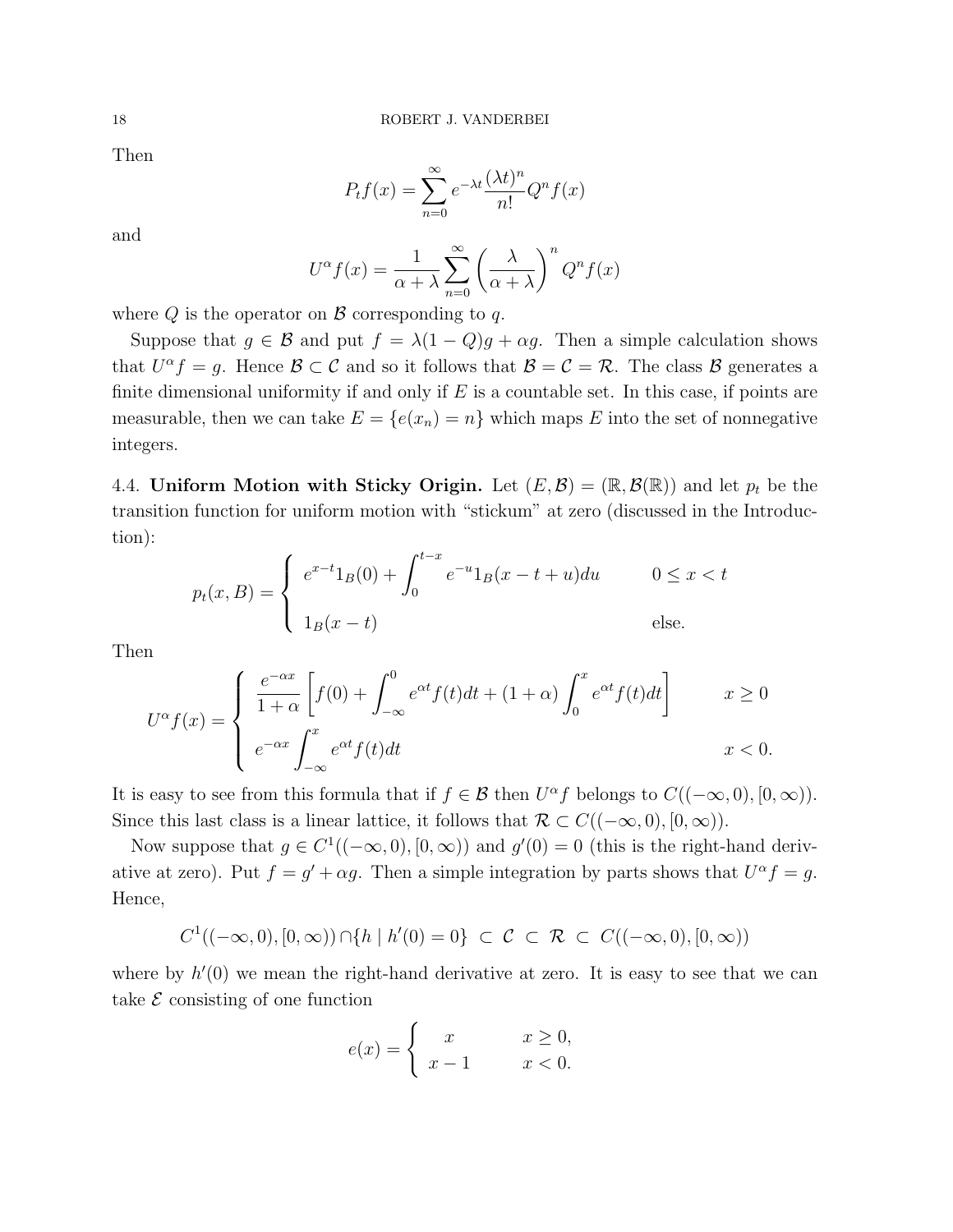Then

$$P_t f(x) = \sum_{n=0}^{\infty} e^{-\lambda t} \frac{(\lambda t)^n}{n!} Q^n f(x)$$

and

$$U^\alpha f(x) = \frac{1}{\alpha + \lambda} \sum_{n=0}^{\infty} \left( \frac{\lambda}{\alpha + \lambda} \right)^n Q^n f(x)$$

where $Q$ is the operator on $\mathcal{B}$ corresponding to $q$.

Suppose that $g \in \mathcal{B}$ and put $f = \lambda(1 - Q)g + \alpha g$. Then a simple calculation shows that $U^\alpha f = g$. Hence $\mathcal{B} \subset \mathcal{C}$ and so it follows that $\mathcal{B} = \mathcal{C} = \mathcal{R}$. The class $\mathcal{B}$ generates a finite dimensional uniformity if and only if $E$ is a countable set. In this case, if points are measurable, then we can take $E = \{e(x_n) = n\}$ which maps $E$ into the set of nonnegative integers.

4.4. **Uniform Motion with Sticky Origin.** Let $(E, \mathcal{B}) = (\mathbb{R}, \mathcal{B}(\mathbb{R}))$ and let $p_t$ be the transition function for uniform motion with "stickum" at zero (discussed in the Introduction):

$$p_t(x, B) = \begin{cases} e^{x-t} 1_B(0) + \displaystyle\int_0^{t-x} e^{-u} 1_B(x - t + u) du & 0 \leq x < t \\ 1_B(x - t) & \text{else.} \end{cases}$$

Then

$$U^\alpha f(x) = \begin{cases} \dfrac{e^{-\alpha x}}{1 + \alpha} \left[ f(0) + \displaystyle\int_{-\infty}^0 e^{\alpha t} f(t) dt + (1 + \alpha) \int_0^x e^{\alpha t} f(t) dt \right] & x \geq 0 \\ e^{-\alpha x} \displaystyle\int_{-\infty}^x e^{\alpha t} f(t) dt & x < 0. \end{cases}$$

It is easy to see from this formula that if $f \in \mathcal{B}$ then $U^\alpha f$ belongs to $C((-\infty, 0), [0, \infty))$. Since this last class is a linear lattice, it follows that $\mathcal{R} \subset C((-\infty, 0), [0, \infty))$.

Now suppose that $g \in C^1((-\infty, 0), [0, \infty))$ and $g'(0) = 0$ (this is the right-hand derivative at zero). Put $f = g' + \alpha g$. Then a simple integration by parts shows that $U^\alpha f = g$. Hence,

$$C^1((-\infty, 0), [0, \infty)) \cap \{h \mid h'(0) = 0\} \subset \mathcal{C} \subset \mathcal{R} \subset C((-\infty, 0), [0, \infty))$$

where by $h'(0)$ we mean the right-hand derivative at zero. It is easy to see that we can take $\mathcal{E}$ consisting of one function

$$e(x) = \begin{cases} x & x \geq 0, \\ x - 1 & x < 0. \end{cases}$$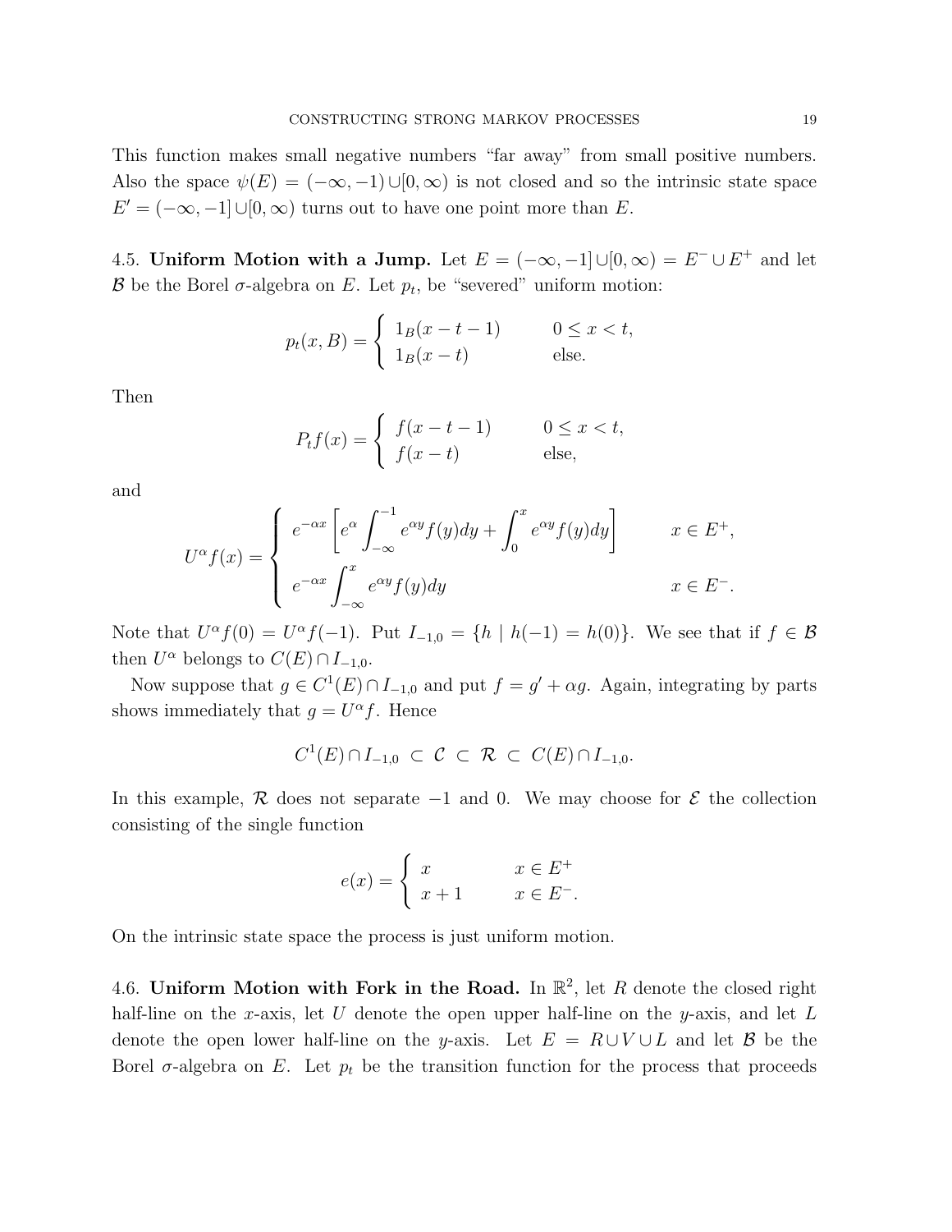This function makes small negative numbers "far away" from small positive numbers. Also the space $\psi(E) = (-\infty, -1) \cup [0, \infty)$ is not closed and so the intrinsic state space $E' = (-\infty, -1] \cup [0, \infty)$ turns out to have one point more than $E$.

4.5. **Uniform Motion with a Jump.** Let $E = (-\infty, -1] \cup [0, \infty) = E^- \cup E^+$ and let $\mathcal{B}$ be the Borel $\sigma$-algebra on $E$. Let $p_t$, be "severed" uniform motion:

$$p_t(x, B) = \begin{cases} 1_B(x - t - 1) & 0 \leq x < t, \\ 1_B(x - t) & \text{else.} \end{cases}$$

Then

$$P_t f(x) = \begin{cases} f(x - t - 1) & 0 \leq x < t, \\ f(x - t) & \text{else,} \end{cases}$$

and

$$U^\alpha f(x) = \begin{cases} e^{-\alpha x} \left[ e^{\alpha} \displaystyle\int_{-\infty}^{-1} e^{\alpha y} f(y) dy + \int_0^x e^{\alpha y} f(y) dy \right] & x \in E^+, \\ e^{-\alpha x} \displaystyle\int_{-\infty}^{x} e^{\alpha y} f(y) dy & x \in E^-. \end{cases}$$

Note that $U^\alpha f(0) = U^\alpha f(-1)$. Put $I_{-1,0} = \{h \mid h(-1) = h(0)\}$. We see that if $f \in \mathcal{B}$ then $U^\alpha$ belongs to $C(E) \cap I_{-1,0}$.

Now suppose that $g \in C^1(E) \cap I_{-1,0}$ and put $f = g' + \alpha g$. Again, integrating by parts shows immediately that $g = U^\alpha f$. Hence

$$C^1(E) \cap I_{-1,0} \subset \mathcal{C} \subset \mathcal{R} \subset C(E) \cap I_{-1,0}.$$

In this example, $\mathcal{R}$ does not separate $-1$ and $0$. We may choose for $\mathcal{E}$ the collection consisting of the single function

$$e(x) = \begin{cases} x & x \in E^+ \\ x + 1 & x \in E^-. \end{cases}$$

On the intrinsic state space the process is just uniform motion.

4.6. **Uniform Motion with Fork in the Road.** In $\mathbb{R}^2$, let $R$ denote the closed right half-line on the $x$-axis, let $U$ denote the open upper half-line on the $y$-axis, and let $L$ denote the open lower half-line on the $y$-axis. Let $E = R \cup V \cup L$ and let $\mathcal{B}$ be the Borel $\sigma$-algebra on $E$. Let $p_t$ be the transition function for the process that proceeds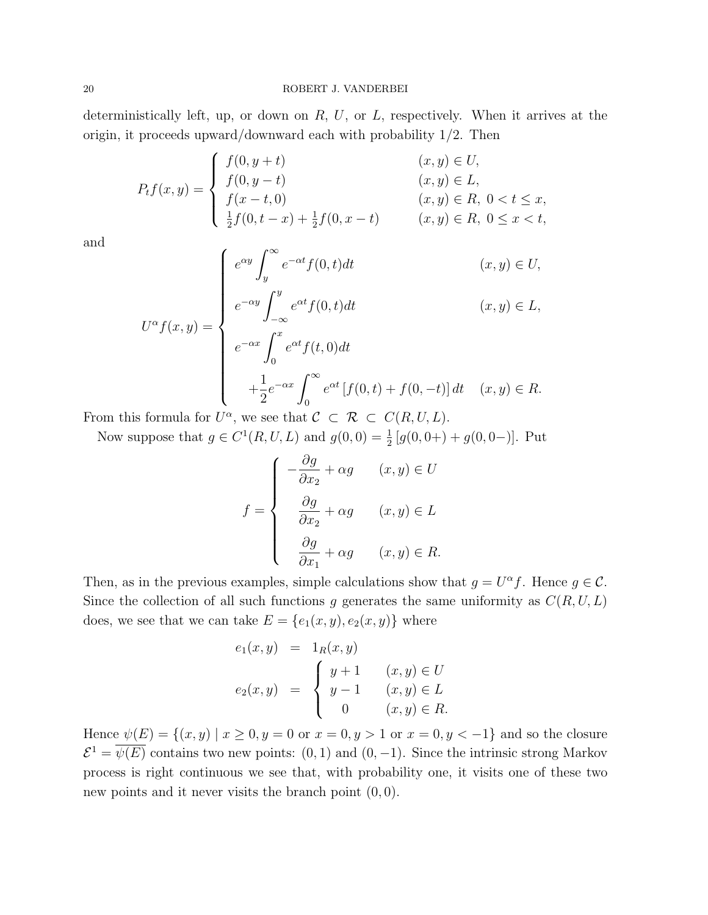deterministically left, up, or down on $R$, $U$, or $L$, respectively. When it arrives at the origin, it proceeds upward/downward each with probability 1/2. Then

$$
P_t f(x,y) = \begin{cases} f(0, y+t) & (x,y) \in U, \\ f(0, y-t) & (x,y) \in L, \\ f(x-t, 0) & (x,y) \in R,\ 0 < t \leq x, \\ \frac{1}{2} f(0, t-x) + \frac{1}{2} f(0, x-t) & (x,y) \in R,\ 0 \leq x < t, \end{cases}
$$

and

$$
U^\alpha f(x,y) = \begin{cases} e^{\alpha y} \displaystyle\int_y^\infty e^{-\alpha t} f(0,t) dt & (x,y) \in U, \\ e^{-\alpha y} \displaystyle\int_{-\infty}^y e^{\alpha t} f(0,t) dt & (x,y) \in L, \\ e^{-\alpha x} \displaystyle\int_0^x e^{\alpha t} f(t,0) dt & \\ \quad + \dfrac{1}{2} e^{-\alpha x} \displaystyle\int_0^\infty e^{\alpha t} \left[ f(0,t) + f(0,-t) \right] dt & (x,y) \in R. \end{cases}
$$

From this formula for $U^\alpha$, we see that $\mathcal{C} \subset \mathcal{R} \subset C(R,U,L)$.

Now suppose that $g \in C^1(R,U,L)$ and $g(0,0) = \frac{1}{2}\left[ g(0,0+) + g(0,0-) \right]$. Put

$$
f = \begin{cases} -\dfrac{\partial g}{\partial x_2} + \alpha g & (x,y) \in U \\ \dfrac{\partial g}{\partial x_2} + \alpha g & (x,y) \in L \\ \dfrac{\partial g}{\partial x_1} + \alpha g & (x,y) \in R. \end{cases}
$$

Then, as in the previous examples, simple calculations show that $g = U^\alpha f$. Hence $g \in \mathcal{C}$. Since the collection of all such functions $g$ generates the same uniformity as $C(R,U,L)$ does, we see that we can take $E = \{e_1(x,y), e_2(x,y)\}$ where

$$
\begin{aligned}
e_1(x,y) &= 1_R(x,y) \\
e_2(x,y) &= \begin{cases} y+1 & (x,y) \in U \\ y-1 & (x,y) \in L \\ 0 & (x,y) \in R. \end{cases}
\end{aligned}
$$

Hence $\psi(E) = \{(x,y) \mid x \geq 0, y = 0 \text{ or } x = 0, y > 1 \text{ or } x = 0, y < -1\}$ and so the closure $\mathcal{E}^1 = \overline{\psi(E)}$ contains two new points: $(0,1)$ and $(0,-1)$. Since the intrinsic strong Markov process is right continuous we see that, with probability one, it visits one of these two new points and it never visits the branch point $(0,0)$.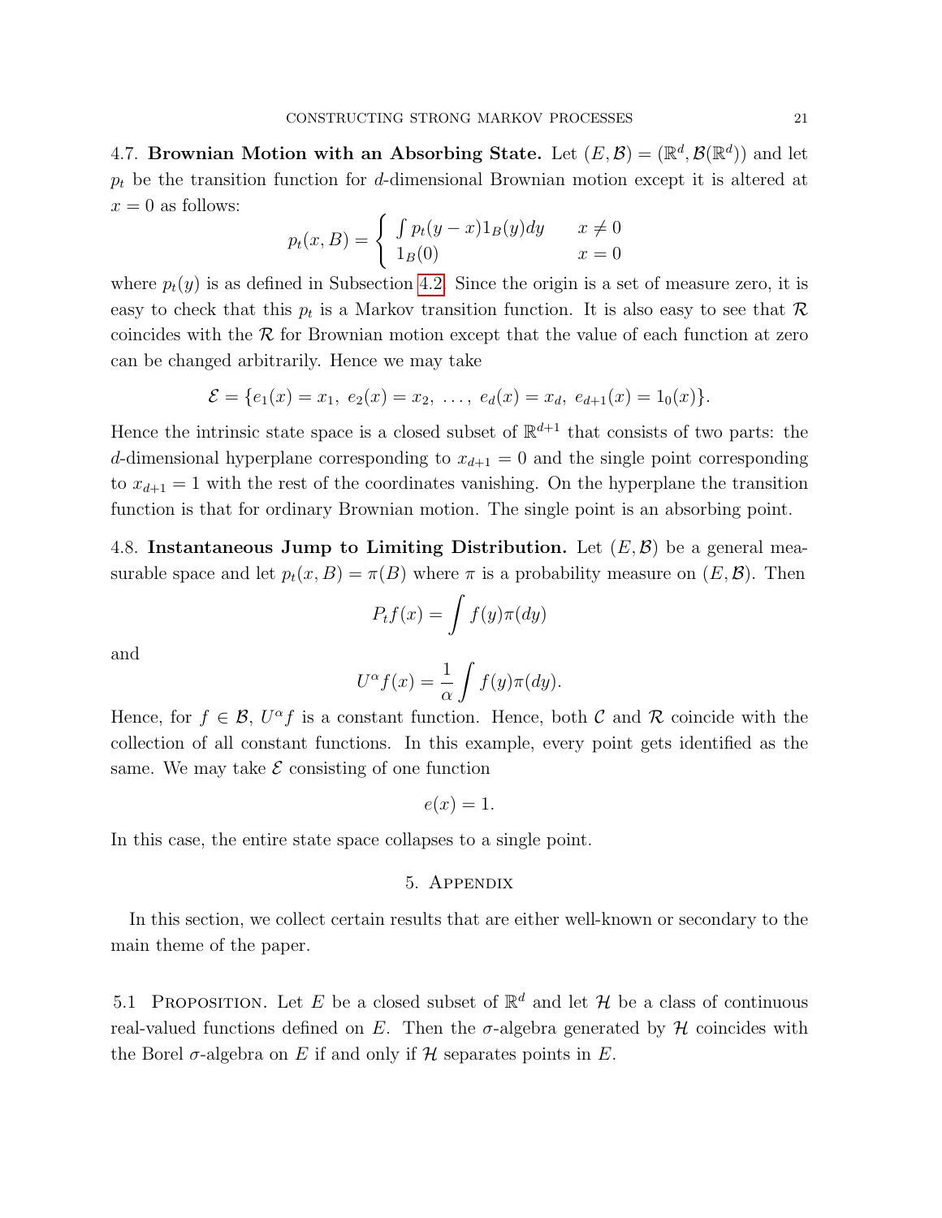### 4.7. Brownian Motion with an Absorbing State.

Let $(E, \mathcal{B}) = (\mathbb{R}^d, \mathcal{B}(\mathbb{R}^d))$ and let $p_t$ be the transition function for $d$-dimensional Brownian motion except it is altered at $x = 0$ as follows:

$$p_t(x, B) = \begin{cases} \int p_t(y - x) 1_B(y) dy & x \neq 0 \\ 1_B(0) & x = 0 \end{cases}$$

where $p_t(y)$ is as defined in Subsection 4.2. Since the origin is a set of measure zero, it is easy to check that this $p_t$ is a Markov transition function. It is also easy to see that $\mathcal{R}$ coincides with the $\mathcal{R}$ for Brownian motion except that the value of each function at zero can be changed arbitrarily. Hence we may take

$$\mathcal{E} = \{e_1(x) = x_1,\ e_2(x) = x_2,\ \ldots,\ e_d(x) = x_d,\ e_{d+1}(x) = 1_0(x)\}.$$

Hence the intrinsic state space is a closed subset of $\mathbb{R}^{d+1}$ that consists of two parts: the $d$-dimensional hyperplane corresponding to $x_{d+1} = 0$ and the single point corresponding to $x_{d+1} = 1$ with the rest of the coordinates vanishing. On the hyperplane the transition function is that for ordinary Brownian motion. The single point is an absorbing point.

### 4.8. Instantaneous Jump to Limiting Distribution.

Let $(E, \mathcal{B})$ be a general measurable space and let $p_t(x, B) = \pi(B)$ where $\pi$ is a probability measure on $(E, \mathcal{B})$. Then

$$P_t f(x) = \int f(y) \pi(dy)$$

and

$$U^\alpha f(x) = \frac{1}{\alpha} \int f(y) \pi(dy).$$

Hence, for $f \in \mathcal{B}$, $U^\alpha f$ is a constant function. Hence, both $\mathcal{C}$ and $\mathcal{R}$ coincide with the collection of all constant functions. In this example, every point gets identified as the same. We may take $\mathcal{E}$ consisting of one function

$$e(x) = 1.$$

In this case, the entire state space collapses to a single point.

## 5. Appendix

In this section, we collect certain results that are either well-known or secondary to the main theme of the paper.

5.1 Proposition. Let $E$ be a closed subset of $\mathbb{R}^d$ and let $\mathcal{H}$ be a class of continuous real-valued functions defined on $E$. Then the $\sigma$-algebra generated by $\mathcal{H}$ coincides with the Borel $\sigma$-algebra on $E$ if and only if $\mathcal{H}$ separates points in $E$.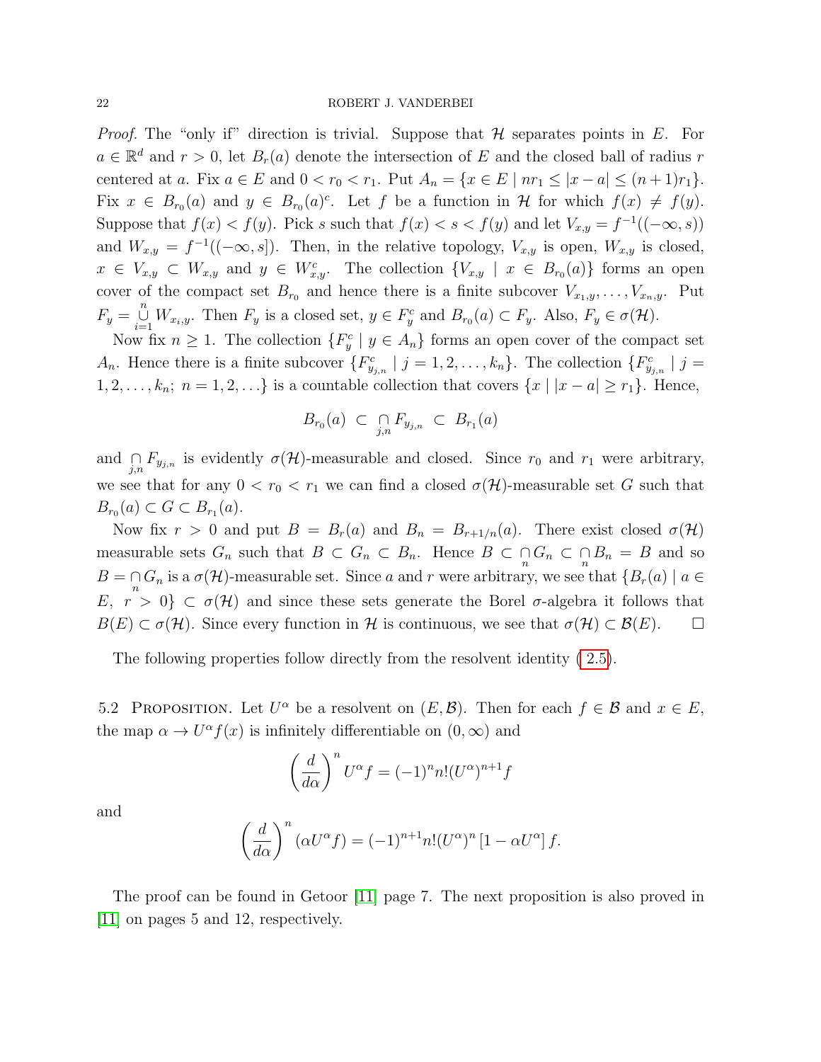*Proof.* The "only if" direction is trivial. Suppose that $\mathcal{H}$ separates points in $E$. For $a \in \mathbb{R}^d$ and $r > 0$, let $B_r(a)$ denote the intersection of $E$ and the closed ball of radius $r$ centered at $a$. Fix $a \in E$ and $0 < r_0 < r_1$. Put $A_n = \{x \in E \mid nr_1 \le |x - a| \le (n+1)r_1\}$. Fix $x \in B_{r_0}(a)$ and $y \in B_{r_0}(a)^c$. Let $f$ be a function in $\mathcal{H}$ for which $f(x) \ne f(y)$. Suppose that $f(x) < f(y)$. Pick $s$ such that $f(x) < s < f(y)$ and let $V_{x,y} = f^{-1}((-\infty, s))$ and $W_{x,y} = f^{-1}((-\infty, s])$. Then, in the relative topology, $V_{x,y}$ is open, $W_{x,y}$ is closed, $x \in V_{x,y} \subset W_{x,y}$ and $y \in W_{x,y}^c$. The collection $\{V_{x,y} \mid x \in B_{r_0}(a)\}$ forms an open cover of the compact set $B_{r_0}$ and hence there is a finite subcover $V_{x_1,y}, \ldots, V_{x_n,y}$. Put $F_y = \bigcup_{i=1}^{n} W_{x_i,y}$. Then $F_y$ is a closed set, $y \in F_y^c$ and $B_{r_0}(a) \subset F_y$. Also, $F_y \in \sigma(\mathcal{H})$.

Now fix $n \ge 1$. The collection $\{F_y^c \mid y \in A_n\}$ forms an open cover of the compact set $A_n$. Hence there is a finite subcover $\{F_{y_{j,n}}^c \mid j = 1, 2, \ldots, k_n\}$. The collection $\{F_{y_{j,n}}^c \mid j = 1, 2, \ldots, k_n;\ n = 1, 2, \ldots\}$ is a countable collection that covers $\{x \mid |x - a| \ge r_1\}$. Hence,

$$B_{r_0}(a) \subset \bigcap_{j,n} F_{y_{j,n}} \subset B_{r_1}(a)$$

and $\bigcap_{j,n} F_{y_{j,n}}$ is evidently $\sigma(\mathcal{H})$-measurable and closed. Since $r_0$ and $r_1$ were arbitrary, we see that for any $0 < r_0 < r_1$ we can find a closed $\sigma(\mathcal{H})$-measurable set $G$ such that $B_{r_0}(a) \subset G \subset B_{r_1}(a)$.

Now fix $r > 0$ and put $B = B_r(a)$ and $B_n = B_{r+1/n}(a)$. There exist closed $\sigma(\mathcal{H})$ measurable sets $G_n$ such that $B \subset G_n \subset B_n$. Hence $B \subset \bigcap_n G_n \subset \bigcap_n B_n = B$ and so $B = \bigcap_n G_n$ is a $\sigma(\mathcal{H})$-measurable set. Since $a$ and $r$ were arbitrary, we see that $\{B_r(a) \mid a \in E,\ r > 0\} \subset \sigma(\mathcal{H})$ and since these sets generate the Borel $\sigma$-algebra it follows that $B(E) \subset \sigma(\mathcal{H})$. Since every function in $\mathcal{H}$ is continuous, we see that $\sigma(\mathcal{H}) \subset \mathcal{B}(E)$. $\square$

The following properties follow directly from the resolvent identity (2.5).

5.2 Proposition. Let $U^\alpha$ be a resolvent on $(E, \mathcal{B})$. Then for each $f \in \mathcal{B}$ and $x \in E$, the map $\alpha \to U^\alpha f(x)$ is infinitely differentiable on $(0, \infty)$ and

$$\left(\frac{d}{d\alpha}\right)^n U^\alpha f = (-1)^n n! (U^\alpha)^{n+1} f$$

and

$$\left(\frac{d}{d\alpha}\right)^n (\alpha U^\alpha f) = (-1)^{n+1} n! (U^\alpha)^n \left[1 - \alpha U^\alpha\right] f.$$

The proof can be found in Getoor [11] page 7. The next proposition is also proved in [11] on pages 5 and 12, respectively.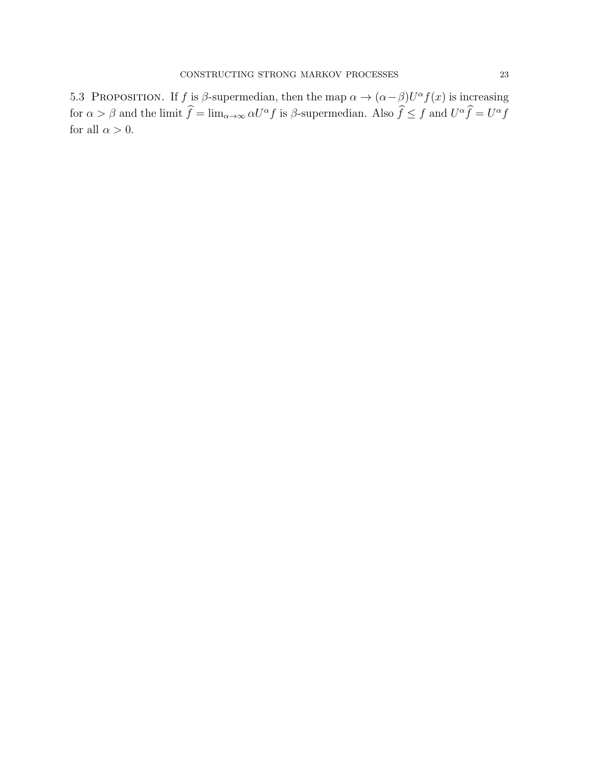5.3 Proposition. If $f$ is $\beta$-supermedian, then the map $\alpha \to (\alpha-\beta)U^\alpha f(x)$ is increasing for $\alpha > \beta$ and the limit $\widehat{f} = \lim_{\alpha\to\infty} \alpha U^\alpha f$ is $\beta$-supermedian. Also $\widehat{f} \le f$ and $U^\alpha \widehat{f} = U^\alpha f$ for all $\alpha > 0$.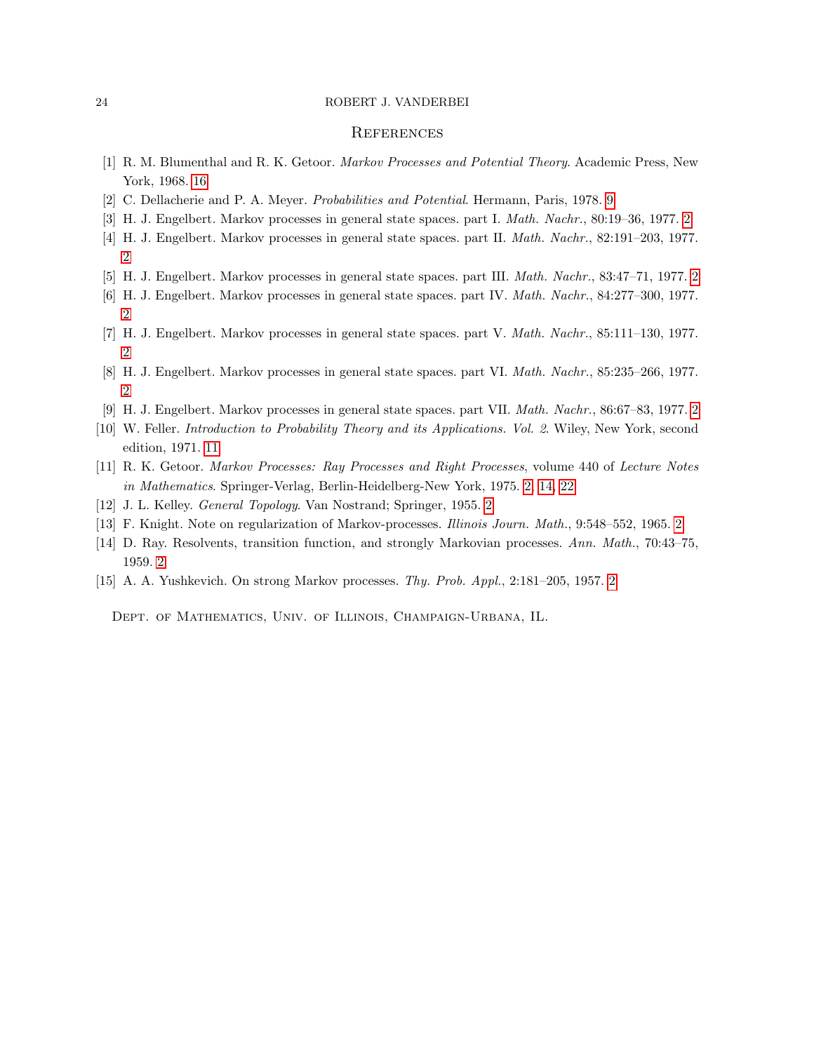## References

[1] R. M. Blumenthal and R. K. Getoor. *Markov Processes and Potential Theory*. Academic Press, New York, 1968. 16

[2] C. Dellacherie and P. A. Meyer. *Probabilities and Potential*. Hermann, Paris, 1978. 9

[3] H. J. Engelbert. Markov processes in general state spaces. part I. *Math. Nachr.*, 80:19–36, 1977. 2

[4] H. J. Engelbert. Markov processes in general state spaces. part II. *Math. Nachr.*, 82:191–203, 1977. 2

[5] H. J. Engelbert. Markov processes in general state spaces. part III. *Math. Nachr.*, 83:47–71, 1977. 2

[6] H. J. Engelbert. Markov processes in general state spaces. part IV. *Math. Nachr.*, 84:277–300, 1977. 2

[7] H. J. Engelbert. Markov processes in general state spaces. part V. *Math. Nachr.*, 85:111–130, 1977. 2

[8] H. J. Engelbert. Markov processes in general state spaces. part VI. *Math. Nachr.*, 85:235–266, 1977. 2

[9] H. J. Engelbert. Markov processes in general state spaces. part VII. *Math. Nachr.*, 86:67–83, 1977. 2

[10] W. Feller. *Introduction to Probability Theory and its Applications. Vol. 2*. Wiley, New York, second edition, 1971. 11

[11] R. K. Getoor. *Markov Processes: Ray Processes and Right Processes*, volume 440 of *Lecture Notes in Mathematics*. Springer-Verlag, Berlin-Heidelberg-New York, 1975. 2, 14, 22

[12] J. L. Kelley. *General Topology*. Van Nostrand; Springer, 1955. 2

[13] F. Knight. Note on regularization of Markov-processes. *Illinois Journ. Math.*, 9:548–552, 1965. 2

[14] D. Ray. Resolvents, transition function, and strongly Markovian processes. *Ann. Math.*, 70:43–75, 1959. 2

[15] A. A. Yushkevich. On strong Markov processes. *Thy. Prob. Appl.*, 2:181–205, 1957. 2

Dept. of Mathematics, Univ. of Illinois, Champaign-Urbana, IL.